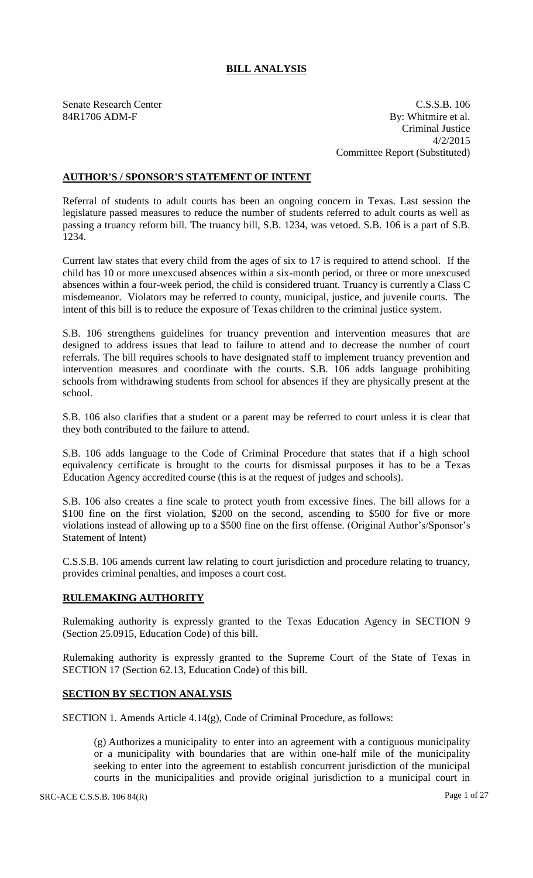# BILL ANALYSIS

Senate Research Center
84R1706 ADM-F

C.S.S.B. 106
By: Whitmire et al.
Criminal Justice
4/2/2015
Committee Report (Substituted)

## AUTHOR'S / SPONSOR'S STATEMENT OF INTENT

Referral of students to adult courts has been an ongoing concern in Texas. Last session the legislature passed measures to reduce the number of students referred to adult courts as well as passing a truancy reform bill. The truancy bill, S.B. 1234, was vetoed. S.B. 106 is a part of S.B. 1234.

Current law states that every child from the ages of six to 17 is required to attend school. If the child has 10 or more unexcused absences within a six-month period, or three or more unexcused absences within a four-week period, the child is considered truant. Truancy is currently a Class C misdemeanor. Violators may be referred to county, municipal, justice, and juvenile courts. The intent of this bill is to reduce the exposure of Texas children to the criminal justice system.

S.B. 106 strengthens guidelines for truancy prevention and intervention measures that are designed to address issues that lead to failure to attend and to decrease the number of court referrals. The bill requires schools to have designated staff to implement truancy prevention and intervention measures and coordinate with the courts. S.B. 106 adds language prohibiting schools from withdrawing students from school for absences if they are physically present at the school.

S.B. 106 also clarifies that a student or a parent may be referred to court unless it is clear that they both contributed to the failure to attend.

S.B. 106 adds language to the Code of Criminal Procedure that states that if a high school equivalency certificate is brought to the courts for dismissal purposes it has to be a Texas Education Agency accredited course (this is at the request of judges and schools).

S.B. 106 also creates a fine scale to protect youth from excessive fines. The bill allows for a \$100 fine on the first violation, \$200 on the second, ascending to \$500 for five or more violations instead of allowing up to a \$500 fine on the first offense. (Original Author's/Sponsor's Statement of Intent)

C.S.S.B. 106 amends current law relating to court jurisdiction and procedure relating to truancy, provides criminal penalties, and imposes a court cost.

## RULEMAKING AUTHORITY

Rulemaking authority is expressly granted to the Texas Education Agency in SECTION 9 (Section 25.0915, Education Code) of this bill.

Rulemaking authority is expressly granted to the Supreme Court of the State of Texas in SECTION 17 (Section 62.13, Education Code) of this bill.

## SECTION BY SECTION ANALYSIS

SECTION 1. Amends Article 4.14(g), Code of Criminal Procedure, as follows:

(g) Authorizes a municipality to enter into an agreement with a contiguous municipality or a municipality with boundaries that are within one-half mile of the municipality seeking to enter into the agreement to establish concurrent jurisdiction of the municipal courts in the municipalities and provide original jurisdiction to a municipal court in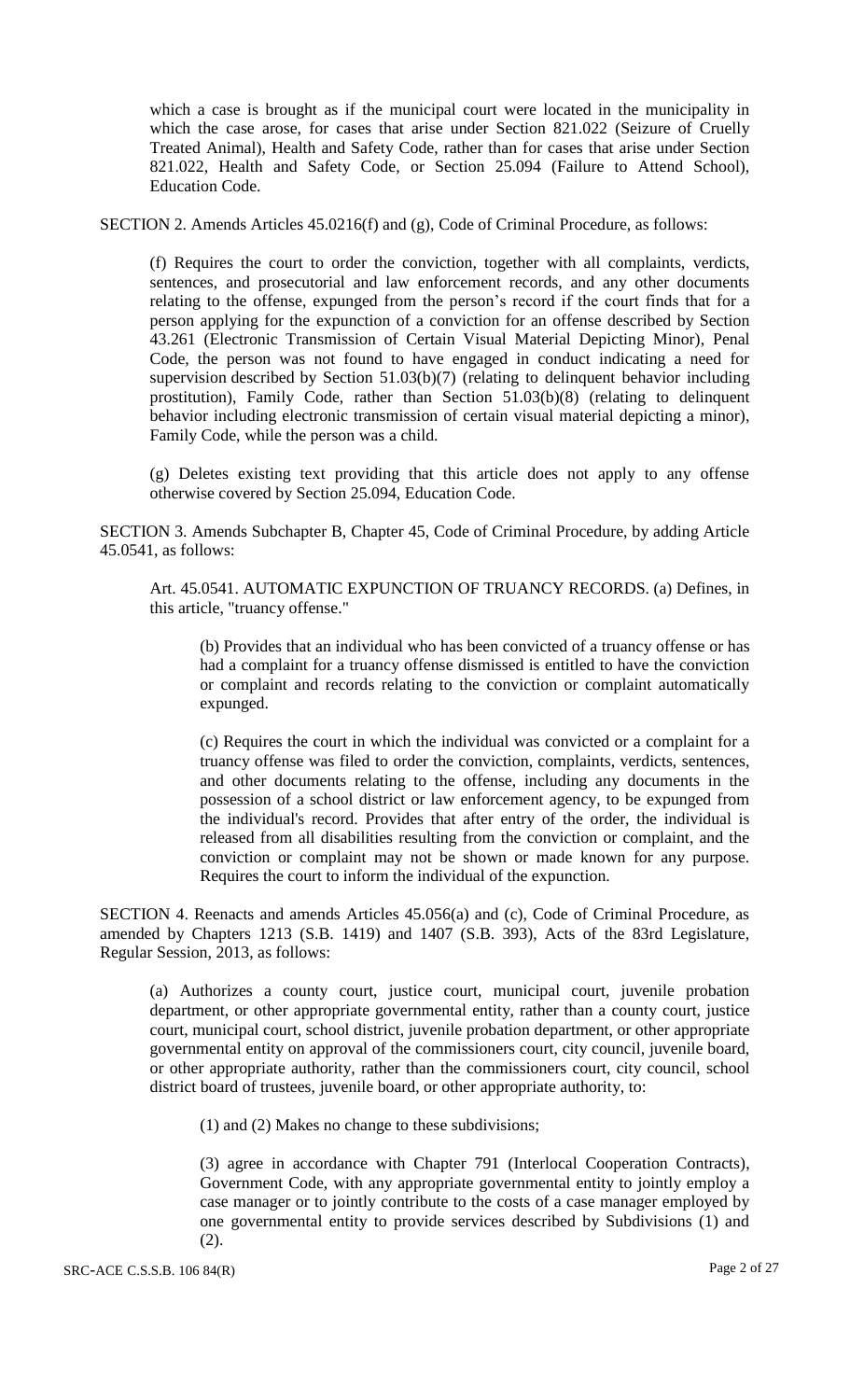which a case is brought as if the municipal court were located in the municipality in which the case arose, for cases that arise under Section 821.022 (Seizure of Cruelly Treated Animal), Health and Safety Code, rather than for cases that arise under Section 821.022, Health and Safety Code, or Section 25.094 (Failure to Attend School), Education Code.

SECTION 2. Amends Articles 45.0216(f) and (g), Code of Criminal Procedure, as follows:

(f) Requires the court to order the conviction, together with all complaints, verdicts, sentences, and prosecutorial and law enforcement records, and any other documents relating to the offense, expunged from the person's record if the court finds that for a person applying for the expunction of a conviction for an offense described by Section 43.261 (Electronic Transmission of Certain Visual Material Depicting Minor), Penal Code, the person was not found to have engaged in conduct indicating a need for supervision described by Section 51.03(b)(7) (relating to delinquent behavior including prostitution), Family Code, rather than Section 51.03(b)(8) (relating to delinquent behavior including electronic transmission of certain visual material depicting a minor), Family Code, while the person was a child.

(g) Deletes existing text providing that this article does not apply to any offense otherwise covered by Section 25.094, Education Code.

SECTION 3. Amends Subchapter B, Chapter 45, Code of Criminal Procedure, by adding Article 45.0541, as follows:

Art. 45.0541. AUTOMATIC EXPUNCTION OF TRUANCY RECORDS. (a) Defines, in this article, "truancy offense."

(b) Provides that an individual who has been convicted of a truancy offense or has had a complaint for a truancy offense dismissed is entitled to have the conviction or complaint and records relating to the conviction or complaint automatically expunged.

(c) Requires the court in which the individual was convicted or a complaint for a truancy offense was filed to order the conviction, complaints, verdicts, sentences, and other documents relating to the offense, including any documents in the possession of a school district or law enforcement agency, to be expunged from the individual's record. Provides that after entry of the order, the individual is released from all disabilities resulting from the conviction or complaint, and the conviction or complaint may not be shown or made known for any purpose. Requires the court to inform the individual of the expunction.

SECTION 4. Reenacts and amends Articles 45.056(a) and (c), Code of Criminal Procedure, as amended by Chapters 1213 (S.B. 1419) and 1407 (S.B. 393), Acts of the 83rd Legislature, Regular Session, 2013, as follows:

(a) Authorizes a county court, justice court, municipal court, juvenile probation department, or other appropriate governmental entity, rather than a county court, justice court, municipal court, school district, juvenile probation department, or other appropriate governmental entity on approval of the commissioners court, city council, juvenile board, or other appropriate authority, rather than the commissioners court, city council, school district board of trustees, juvenile board, or other appropriate authority, to:

(1) and (2) Makes no change to these subdivisions;

(3) agree in accordance with Chapter 791 (Interlocal Cooperation Contracts), Government Code, with any appropriate governmental entity to jointly employ a case manager or to jointly contribute to the costs of a case manager employed by one governmental entity to provide services described by Subdivisions (1) and (2).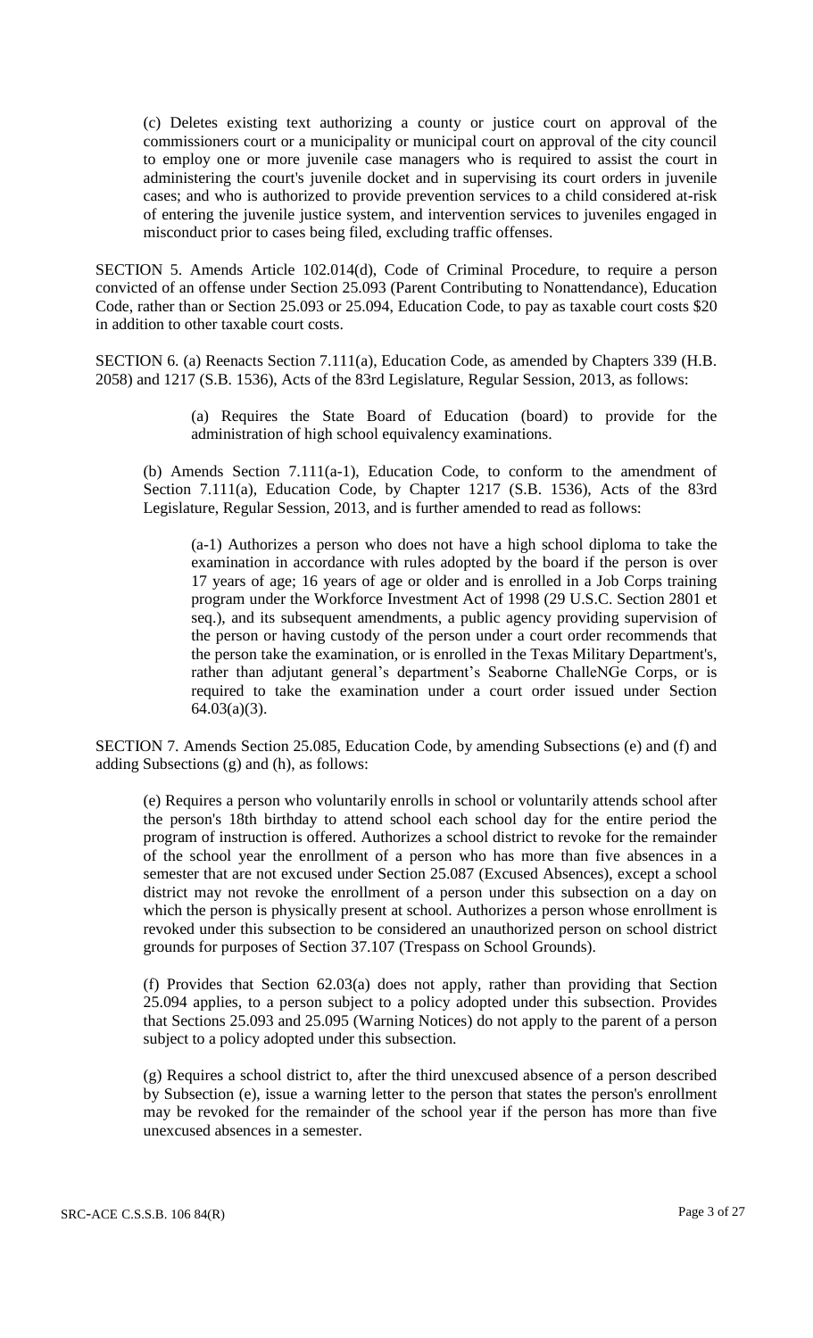(c) Deletes existing text authorizing a county or justice court on approval of the commissioners court or a municipality or municipal court on approval of the city council to employ one or more juvenile case managers who is required to assist the court in administering the court's juvenile docket and in supervising its court orders in juvenile cases; and who is authorized to provide prevention services to a child considered at-risk of entering the juvenile justice system, and intervention services to juveniles engaged in misconduct prior to cases being filed, excluding traffic offenses.

SECTION 5. Amends Article 102.014(d), Code of Criminal Procedure, to require a person convicted of an offense under Section 25.093 (Parent Contributing to Nonattendance), Education Code, rather than or Section 25.093 or 25.094, Education Code, to pay as taxable court costs $20 in addition to other taxable court costs.

SECTION 6. (a) Reenacts Section 7.111(a), Education Code, as amended by Chapters 339 (H.B. 2058) and 1217 (S.B. 1536), Acts of the 83rd Legislature, Regular Session, 2013, as follows:

> (a) Requires the State Board of Education (board) to provide for the administration of high school equivalency examinations.

(b) Amends Section 7.111(a-1), Education Code, to conform to the amendment of Section 7.111(a), Education Code, by Chapter 1217 (S.B. 1536), Acts of the 83rd Legislature, Regular Session, 2013, and is further amended to read as follows:

> (a-1) Authorizes a person who does not have a high school diploma to take the examination in accordance with rules adopted by the board if the person is over 17 years of age; 16 years of age or older and is enrolled in a Job Corps training program under the Workforce Investment Act of 1998 (29 U.S.C. Section 2801 et seq.), and its subsequent amendments, a public agency providing supervision of the person or having custody of the person under a court order recommends that the person take the examination, or is enrolled in the Texas Military Department's, rather than adjutant general's department's Seaborne ChalleNGe Corps, or is required to take the examination under a court order issued under Section 64.03(a)(3).

SECTION 7. Amends Section 25.085, Education Code, by amending Subsections (e) and (f) and adding Subsections (g) and (h), as follows:

> (e) Requires a person who voluntarily enrolls in school or voluntarily attends school after the person's 18th birthday to attend school each school day for the entire period the program of instruction is offered. Authorizes a school district to revoke for the remainder of the school year the enrollment of a person who has more than five absences in a semester that are not excused under Section 25.087 (Excused Absences), except a school district may not revoke the enrollment of a person under this subsection on a day on which the person is physically present at school. Authorizes a person whose enrollment is revoked under this subsection to be considered an unauthorized person on school district grounds for purposes of Section 37.107 (Trespass on School Grounds).
>
> (f) Provides that Section 62.03(a) does not apply, rather than providing that Section 25.094 applies, to a person subject to a policy adopted under this subsection. Provides that Sections 25.093 and 25.095 (Warning Notices) do not apply to the parent of a person subject to a policy adopted under this subsection.
>
> (g) Requires a school district to, after the third unexcused absence of a person described by Subsection (e), issue a warning letter to the person that states the person's enrollment may be revoked for the remainder of the school year if the person has more than five unexcused absences in a semester.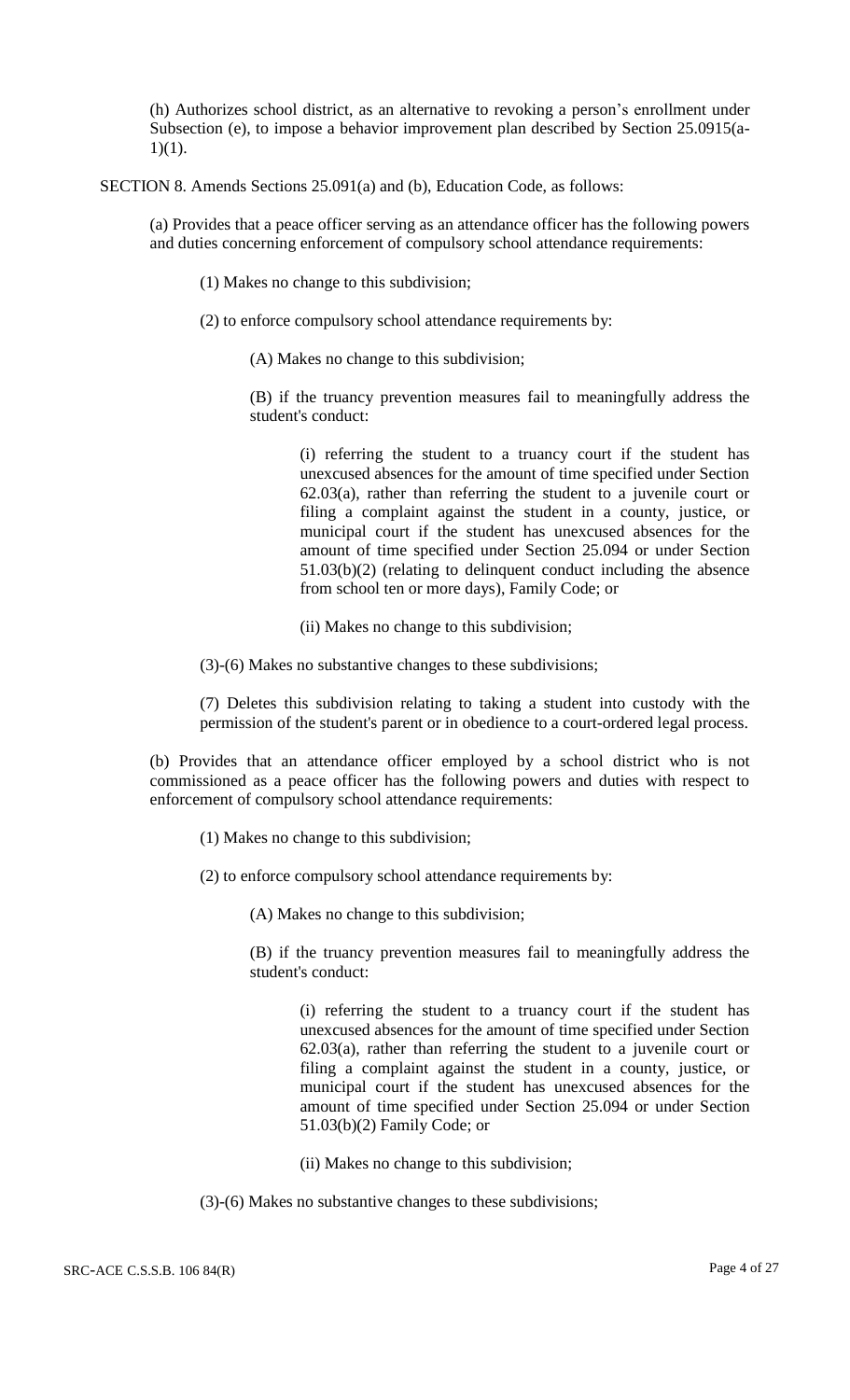(h) Authorizes school district, as an alternative to revoking a person's enrollment under Subsection (e), to impose a behavior improvement plan described by Section 25.0915(a-1)(1).

SECTION 8. Amends Sections 25.091(a) and (b), Education Code, as follows:

(a) Provides that a peace officer serving as an attendance officer has the following powers and duties concerning enforcement of compulsory school attendance requirements:

(1) Makes no change to this subdivision;

(2) to enforce compulsory school attendance requirements by:

(A) Makes no change to this subdivision;

(B) if the truancy prevention measures fail to meaningfully address the student's conduct:

(i) referring the student to a truancy court if the student has unexcused absences for the amount of time specified under Section 62.03(a), rather than referring the student to a juvenile court or filing a complaint against the student in a county, justice, or municipal court if the student has unexcused absences for the amount of time specified under Section 25.094 or under Section 51.03(b)(2) (relating to delinquent conduct including the absence from school ten or more days), Family Code; or

(ii) Makes no change to this subdivision;

(3)-(6) Makes no substantive changes to these subdivisions;

(7) Deletes this subdivision relating to taking a student into custody with the permission of the student's parent or in obedience to a court-ordered legal process.

(b) Provides that an attendance officer employed by a school district who is not commissioned as a peace officer has the following powers and duties with respect to enforcement of compulsory school attendance requirements:

(1) Makes no change to this subdivision;

(2) to enforce compulsory school attendance requirements by:

(A) Makes no change to this subdivision;

(B) if the truancy prevention measures fail to meaningfully address the student's conduct:

(i) referring the student to a truancy court if the student has unexcused absences for the amount of time specified under Section 62.03(a), rather than referring the student to a juvenile court or filing a complaint against the student in a county, justice, or municipal court if the student has unexcused absences for the amount of time specified under Section 25.094 or under Section 51.03(b)(2) Family Code; or

(ii) Makes no change to this subdivision;

(3)-(6) Makes no substantive changes to these subdivisions;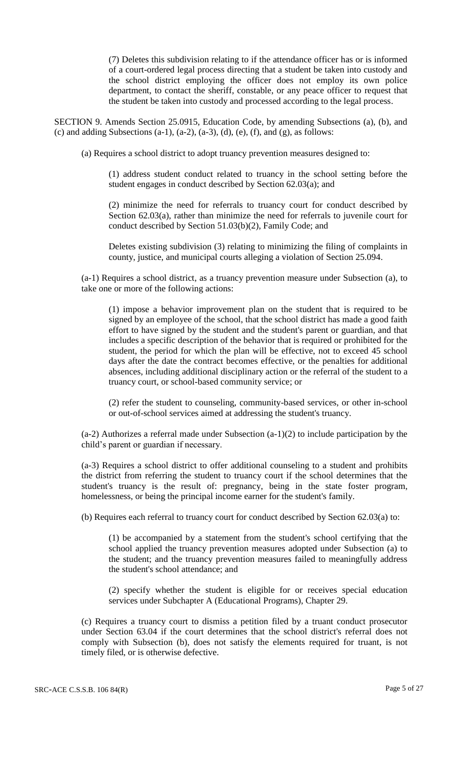(7) Deletes this subdivision relating to if the attendance officer has or is informed of a court-ordered legal process directing that a student be taken into custody and the school district employing the officer does not employ its own police department, to contact the sheriff, constable, or any peace officer to request that the student be taken into custody and processed according to the legal process.

SECTION 9. Amends Section 25.0915, Education Code, by amending Subsections (a), (b), and (c) and adding Subsections (a-1), (a-2), (a-3), (d), (e), (f), and (g), as follows:

(a) Requires a school district to adopt truancy prevention measures designed to:

(1) address student conduct related to truancy in the school setting before the student engages in conduct described by Section 62.03(a); and

(2) minimize the need for referrals to truancy court for conduct described by Section 62.03(a), rather than minimize the need for referrals to juvenile court for conduct described by Section 51.03(b)(2), Family Code; and

Deletes existing subdivision (3) relating to minimizing the filing of complaints in county, justice, and municipal courts alleging a violation of Section 25.094.

(a-1) Requires a school district, as a truancy prevention measure under Subsection (a), to take one or more of the following actions:

(1) impose a behavior improvement plan on the student that is required to be signed by an employee of the school, that the school district has made a good faith effort to have signed by the student and the student's parent or guardian, and that includes a specific description of the behavior that is required or prohibited for the student, the period for which the plan will be effective, not to exceed 45 school days after the date the contract becomes effective, or the penalties for additional absences, including additional disciplinary action or the referral of the student to a truancy court, or school-based community service; or

(2) refer the student to counseling, community-based services, or other in-school or out-of-school services aimed at addressing the student's truancy.

(a-2) Authorizes a referral made under Subsection (a-1)(2) to include participation by the child's parent or guardian if necessary.

(a-3) Requires a school district to offer additional counseling to a student and prohibits the district from referring the student to truancy court if the school determines that the student's truancy is the result of: pregnancy, being in the state foster program, homelessness, or being the principal income earner for the student's family.

(b) Requires each referral to truancy court for conduct described by Section 62.03(a) to:

(1) be accompanied by a statement from the student's school certifying that the school applied the truancy prevention measures adopted under Subsection (a) to the student; and the truancy prevention measures failed to meaningfully address the student's school attendance; and

(2) specify whether the student is eligible for or receives special education services under Subchapter A (Educational Programs), Chapter 29.

(c) Requires a truancy court to dismiss a petition filed by a truant conduct prosecutor under Section 63.04 if the court determines that the school district's referral does not comply with Subsection (b), does not satisfy the elements required for truant, is not timely filed, or is otherwise defective.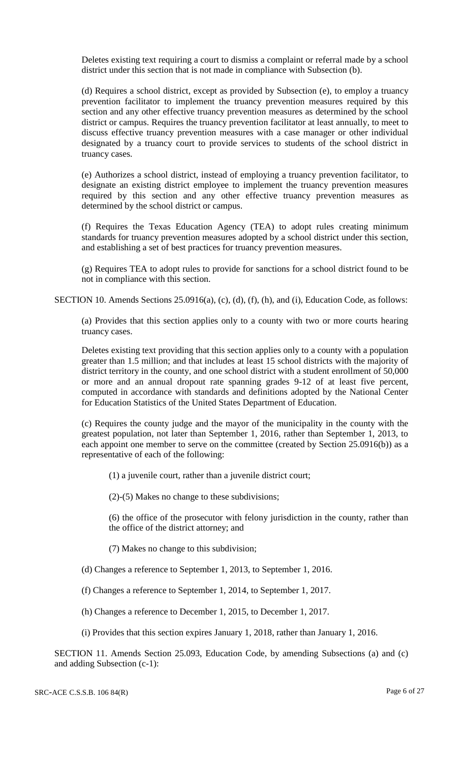Deletes existing text requiring a court to dismiss a complaint or referral made by a school district under this section that is not made in compliance with Subsection (b).

(d) Requires a school district, except as provided by Subsection (e), to employ a truancy prevention facilitator to implement the truancy prevention measures required by this section and any other effective truancy prevention measures as determined by the school district or campus. Requires the truancy prevention facilitator at least annually, to meet to discuss effective truancy prevention measures with a case manager or other individual designated by a truancy court to provide services to students of the school district in truancy cases.

(e) Authorizes a school district, instead of employing a truancy prevention facilitator, to designate an existing district employee to implement the truancy prevention measures required by this section and any other effective truancy prevention measures as determined by the school district or campus.

(f) Requires the Texas Education Agency (TEA) to adopt rules creating minimum standards for truancy prevention measures adopted by a school district under this section, and establishing a set of best practices for truancy prevention measures.

(g) Requires TEA to adopt rules to provide for sanctions for a school district found to be not in compliance with this section.

SECTION 10. Amends Sections 25.0916(a), (c), (d), (f), (h), and (i), Education Code, as follows:

(a) Provides that this section applies only to a county with two or more courts hearing truancy cases.

Deletes existing text providing that this section applies only to a county with a population greater than 1.5 million; and that includes at least 15 school districts with the majority of district territory in the county, and one school district with a student enrollment of 50,000 or more and an annual dropout rate spanning grades 9-12 of at least five percent, computed in accordance with standards and definitions adopted by the National Center for Education Statistics of the United States Department of Education.

(c) Requires the county judge and the mayor of the municipality in the county with the greatest population, not later than September 1, 2016, rather than September 1, 2013, to each appoint one member to serve on the committee (created by Section 25.0916(b)) as a representative of each of the following:

(1) a juvenile court, rather than a juvenile district court;

(2)-(5) Makes no change to these subdivisions;

(6) the office of the prosecutor with felony jurisdiction in the county, rather than the office of the district attorney; and

(7) Makes no change to this subdivision;

(d) Changes a reference to September 1, 2013, to September 1, 2016.

(f) Changes a reference to September 1, 2014, to September 1, 2017.

(h) Changes a reference to December 1, 2015, to December 1, 2017.

(i) Provides that this section expires January 1, 2018, rather than January 1, 2016.

SECTION 11. Amends Section 25.093, Education Code, by amending Subsections (a) and (c) and adding Subsection (c-1):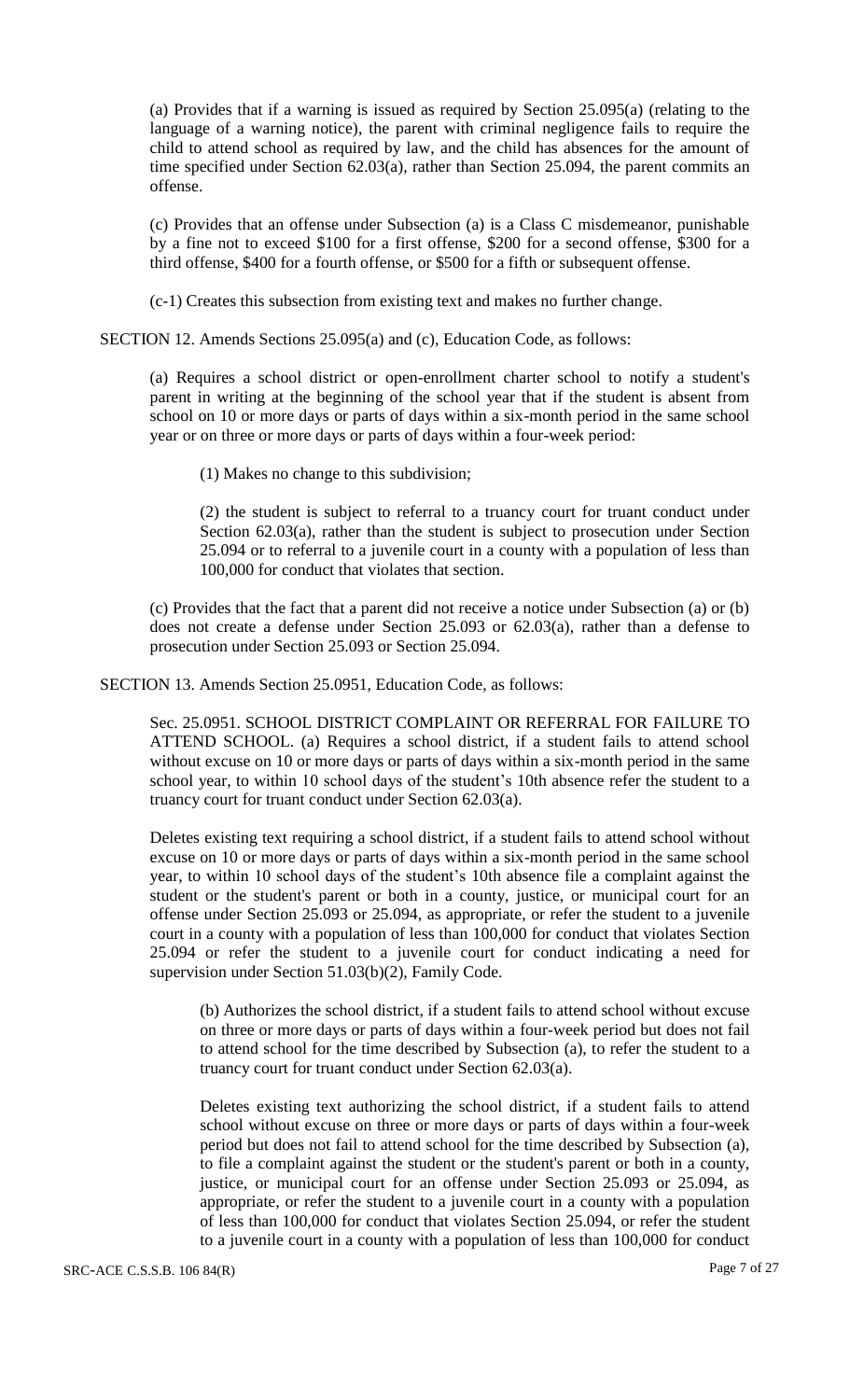(a) Provides that if a warning is issued as required by Section 25.095(a) (relating to the language of a warning notice), the parent with criminal negligence fails to require the child to attend school as required by law, and the child has absences for the amount of time specified under Section 62.03(a), rather than Section 25.094, the parent commits an offense.

(c) Provides that an offense under Subsection (a) is a Class C misdemeanor, punishable by a fine not to exceed $100 for a first offense, $200 for a second offense, $300 for a third offense, $400 for a fourth offense, or $500 for a fifth or subsequent offense.

(c-1) Creates this subsection from existing text and makes no further change.

SECTION 12. Amends Sections 25.095(a) and (c), Education Code, as follows:

(a) Requires a school district or open-enrollment charter school to notify a student's parent in writing at the beginning of the school year that if the student is absent from school on 10 or more days or parts of days within a six-month period in the same school year or on three or more days or parts of days within a four-week period:

(1) Makes no change to this subdivision;

(2) the student is subject to referral to a truancy court for truant conduct under Section 62.03(a), rather than the student is subject to prosecution under Section 25.094 or to referral to a juvenile court in a county with a population of less than 100,000 for conduct that violates that section.

(c) Provides that the fact that a parent did not receive a notice under Subsection (a) or (b) does not create a defense under Section 25.093 or 62.03(a), rather than a defense to prosecution under Section 25.093 or Section 25.094.

SECTION 13. Amends Section 25.0951, Education Code, as follows:

Sec. 25.0951. SCHOOL DISTRICT COMPLAINT OR REFERRAL FOR FAILURE TO ATTEND SCHOOL. (a) Requires a school district, if a student fails to attend school without excuse on 10 or more days or parts of days within a six-month period in the same school year, to within 10 school days of the student's 10th absence refer the student to a truancy court for truant conduct under Section 62.03(a).

Deletes existing text requiring a school district, if a student fails to attend school without excuse on 10 or more days or parts of days within a six-month period in the same school year, to within 10 school days of the student's 10th absence file a complaint against the student or the student's parent or both in a county, justice, or municipal court for an offense under Section 25.093 or 25.094, as appropriate, or refer the student to a juvenile court in a county with a population of less than 100,000 for conduct that violates Section 25.094 or refer the student to a juvenile court for conduct indicating a need for supervision under Section 51.03(b)(2), Family Code.

(b) Authorizes the school district, if a student fails to attend school without excuse on three or more days or parts of days within a four-week period but does not fail to attend school for the time described by Subsection (a), to refer the student to a truancy court for truant conduct under Section 62.03(a).

Deletes existing text authorizing the school district, if a student fails to attend school without excuse on three or more days or parts of days within a four-week period but does not fail to attend school for the time described by Subsection (a), to file a complaint against the student or the student's parent or both in a county, justice, or municipal court for an offense under Section 25.093 or 25.094, as appropriate, or refer the student to a juvenile court in a county with a population of less than 100,000 for conduct that violates Section 25.094, or refer the student to a juvenile court in a county with a population of less than 100,000 for conduct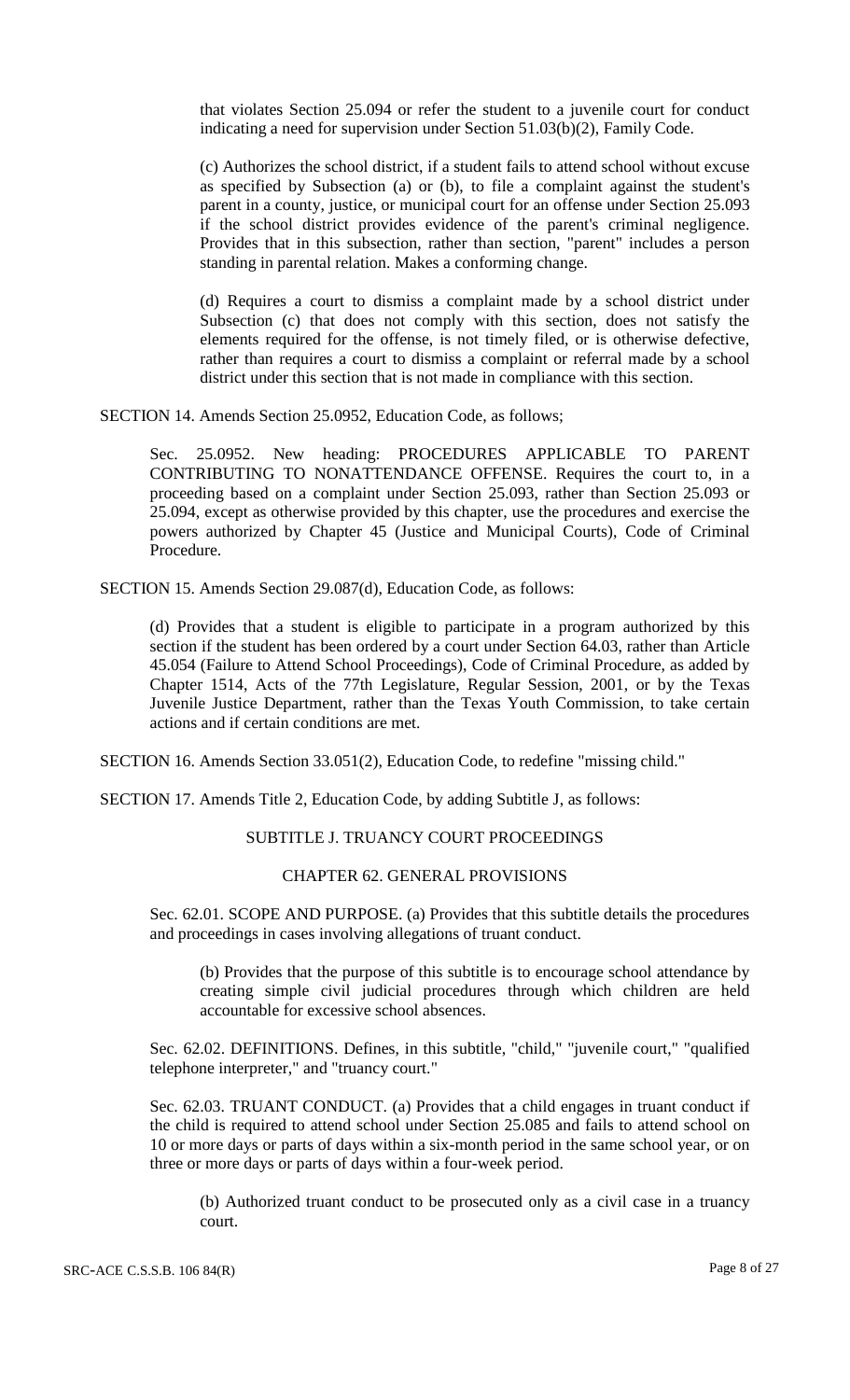that violates Section 25.094 or refer the student to a juvenile court for conduct indicating a need for supervision under Section 51.03(b)(2), Family Code.

(c) Authorizes the school district, if a student fails to attend school without excuse as specified by Subsection (a) or (b), to file a complaint against the student's parent in a county, justice, or municipal court for an offense under Section 25.093 if the school district provides evidence of the parent's criminal negligence. Provides that in this subsection, rather than section, "parent" includes a person standing in parental relation. Makes a conforming change.

(d) Requires a court to dismiss a complaint made by a school district under Subsection (c) that does not comply with this section, does not satisfy the elements required for the offense, is not timely filed, or is otherwise defective, rather than requires a court to dismiss a complaint or referral made by a school district under this section that is not made in compliance with this section.

SECTION 14. Amends Section 25.0952, Education Code, as follows;

Sec. 25.0952. New heading: PROCEDURES APPLICABLE TO PARENT CONTRIBUTING TO NONATTENDANCE OFFENSE. Requires the court to, in a proceeding based on a complaint under Section 25.093, rather than Section 25.093 or 25.094, except as otherwise provided by this chapter, use the procedures and exercise the powers authorized by Chapter 45 (Justice and Municipal Courts), Code of Criminal Procedure.

SECTION 15. Amends Section 29.087(d), Education Code, as follows:

(d) Provides that a student is eligible to participate in a program authorized by this section if the student has been ordered by a court under Section 64.03, rather than Article 45.054 (Failure to Attend School Proceedings), Code of Criminal Procedure, as added by Chapter 1514, Acts of the 77th Legislature, Regular Session, 2001, or by the Texas Juvenile Justice Department, rather than the Texas Youth Commission, to take certain actions and if certain conditions are met.

SECTION 16. Amends Section 33.051(2), Education Code, to redefine "missing child."

SECTION 17. Amends Title 2, Education Code, by adding Subtitle J, as follows:

SUBTITLE J. TRUANCY COURT PROCEEDINGS

CHAPTER 62. GENERAL PROVISIONS

Sec. 62.01. SCOPE AND PURPOSE. (a) Provides that this subtitle details the procedures and proceedings in cases involving allegations of truant conduct.

(b) Provides that the purpose of this subtitle is to encourage school attendance by creating simple civil judicial procedures through which children are held accountable for excessive school absences.

Sec. 62.02. DEFINITIONS. Defines, in this subtitle, "child," "juvenile court," "qualified telephone interpreter," and "truancy court."

Sec. 62.03. TRUANT CONDUCT. (a) Provides that a child engages in truant conduct if the child is required to attend school under Section 25.085 and fails to attend school on 10 or more days or parts of days within a six-month period in the same school year, or on three or more days or parts of days within a four-week period.

(b) Authorized truant conduct to be prosecuted only as a civil case in a truancy court.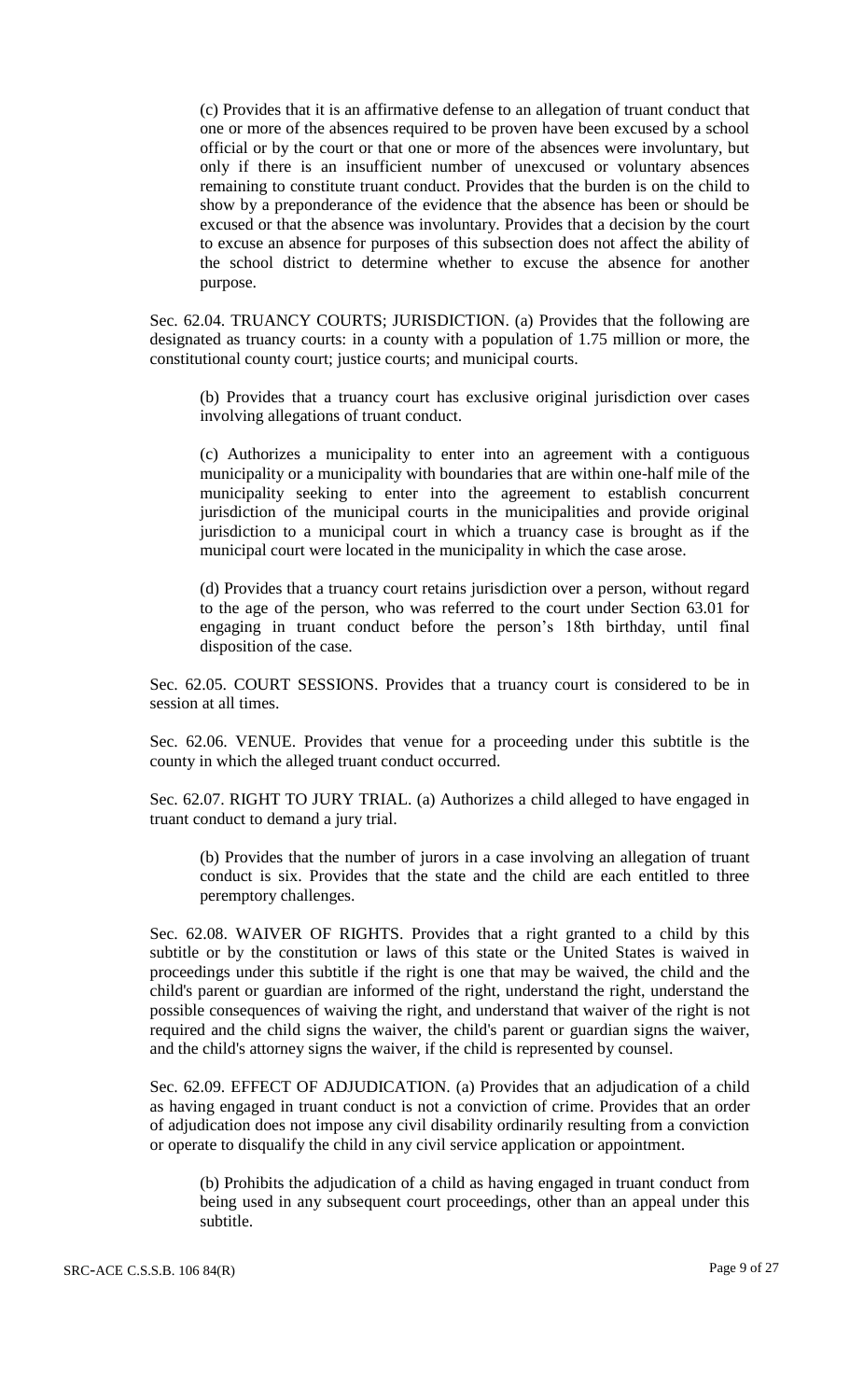(c) Provides that it is an affirmative defense to an allegation of truant conduct that one or more of the absences required to be proven have been excused by a school official or by the court or that one or more of the absences were involuntary, but only if there is an insufficient number of unexcused or voluntary absences remaining to constitute truant conduct. Provides that the burden is on the child to show by a preponderance of the evidence that the absence has been or should be excused or that the absence was involuntary. Provides that a decision by the court to excuse an absence for purposes of this subsection does not affect the ability of the school district to determine whether to excuse the absence for another purpose.

Sec. 62.04. TRUANCY COURTS; JURISDICTION. (a) Provides that the following are designated as truancy courts: in a county with a population of 1.75 million or more, the constitutional county court; justice courts; and municipal courts.

(b) Provides that a truancy court has exclusive original jurisdiction over cases involving allegations of truant conduct.

(c) Authorizes a municipality to enter into an agreement with a contiguous municipality or a municipality with boundaries that are within one-half mile of the municipality seeking to enter into the agreement to establish concurrent jurisdiction of the municipal courts in the municipalities and provide original jurisdiction to a municipal court in which a truancy case is brought as if the municipal court were located in the municipality in which the case arose.

(d) Provides that a truancy court retains jurisdiction over a person, without regard to the age of the person, who was referred to the court under Section 63.01 for engaging in truant conduct before the person's 18th birthday, until final disposition of the case.

Sec. 62.05. COURT SESSIONS. Provides that a truancy court is considered to be in session at all times.

Sec. 62.06. VENUE. Provides that venue for a proceeding under this subtitle is the county in which the alleged truant conduct occurred.

Sec. 62.07. RIGHT TO JURY TRIAL. (a) Authorizes a child alleged to have engaged in truant conduct to demand a jury trial.

(b) Provides that the number of jurors in a case involving an allegation of truant conduct is six. Provides that the state and the child are each entitled to three peremptory challenges.

Sec. 62.08. WAIVER OF RIGHTS. Provides that a right granted to a child by this subtitle or by the constitution or laws of this state or the United States is waived in proceedings under this subtitle if the right is one that may be waived, the child and the child's parent or guardian are informed of the right, understand the right, understand the possible consequences of waiving the right, and understand that waiver of the right is not required and the child signs the waiver, the child's parent or guardian signs the waiver, and the child's attorney signs the waiver, if the child is represented by counsel.

Sec. 62.09. EFFECT OF ADJUDICATION. (a) Provides that an adjudication of a child as having engaged in truant conduct is not a conviction of crime. Provides that an order of adjudication does not impose any civil disability ordinarily resulting from a conviction or operate to disqualify the child in any civil service application or appointment.

(b) Prohibits the adjudication of a child as having engaged in truant conduct from being used in any subsequent court proceedings, other than an appeal under this subtitle.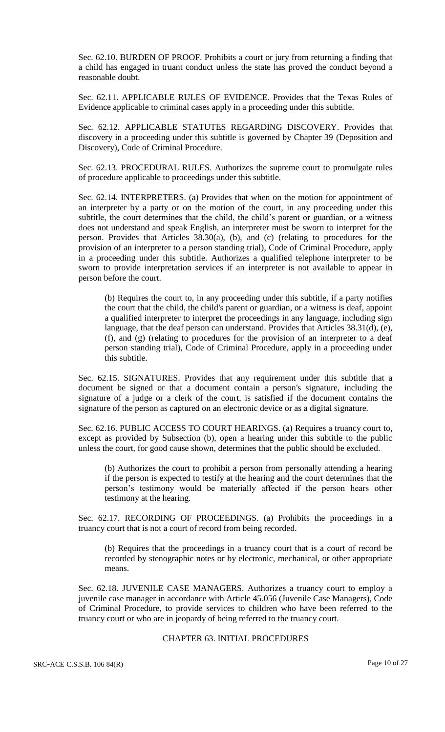Sec. 62.10. BURDEN OF PROOF. Prohibits a court or jury from returning a finding that a child has engaged in truant conduct unless the state has proved the conduct beyond a reasonable doubt.

Sec. 62.11. APPLICABLE RULES OF EVIDENCE. Provides that the Texas Rules of Evidence applicable to criminal cases apply in a proceeding under this subtitle.

Sec. 62.12. APPLICABLE STATUTES REGARDING DISCOVERY. Provides that discovery in a proceeding under this subtitle is governed by Chapter 39 (Deposition and Discovery), Code of Criminal Procedure.

Sec. 62.13. PROCEDURAL RULES. Authorizes the supreme court to promulgate rules of procedure applicable to proceedings under this subtitle.

Sec. 62.14. INTERPRETERS. (a) Provides that when on the motion for appointment of an interpreter by a party or on the motion of the court, in any proceeding under this subtitle, the court determines that the child, the child's parent or guardian, or a witness does not understand and speak English, an interpreter must be sworn to interpret for the person. Provides that Articles 38.30(a), (b), and (c) (relating to procedures for the provision of an interpreter to a person standing trial), Code of Criminal Procedure, apply in a proceeding under this subtitle. Authorizes a qualified telephone interpreter to be sworn to provide interpretation services if an interpreter is not available to appear in person before the court.

(b) Requires the court to, in any proceeding under this subtitle, if a party notifies the court that the child, the child's parent or guardian, or a witness is deaf, appoint a qualified interpreter to interpret the proceedings in any language, including sign language, that the deaf person can understand. Provides that Articles 38.31(d), (e), (f), and (g) (relating to procedures for the provision of an interpreter to a deaf person standing trial), Code of Criminal Procedure, apply in a proceeding under this subtitle.

Sec. 62.15. SIGNATURES. Provides that any requirement under this subtitle that a document be signed or that a document contain a person's signature, including the signature of a judge or a clerk of the court, is satisfied if the document contains the signature of the person as captured on an electronic device or as a digital signature.

Sec. 62.16. PUBLIC ACCESS TO COURT HEARINGS. (a) Requires a truancy court to, except as provided by Subsection (b), open a hearing under this subtitle to the public unless the court, for good cause shown, determines that the public should be excluded.

(b) Authorizes the court to prohibit a person from personally attending a hearing if the person is expected to testify at the hearing and the court determines that the person's testimony would be materially affected if the person hears other testimony at the hearing.

Sec. 62.17. RECORDING OF PROCEEDINGS. (a) Prohibits the proceedings in a truancy court that is not a court of record from being recorded.

(b) Requires that the proceedings in a truancy court that is a court of record be recorded by stenographic notes or by electronic, mechanical, or other appropriate means.

Sec. 62.18. JUVENILE CASE MANAGERS. Authorizes a truancy court to employ a juvenile case manager in accordance with Article 45.056 (Juvenile Case Managers), Code of Criminal Procedure, to provide services to children who have been referred to the truancy court or who are in jeopardy of being referred to the truancy court.

## CHAPTER 63. INITIAL PROCEDURES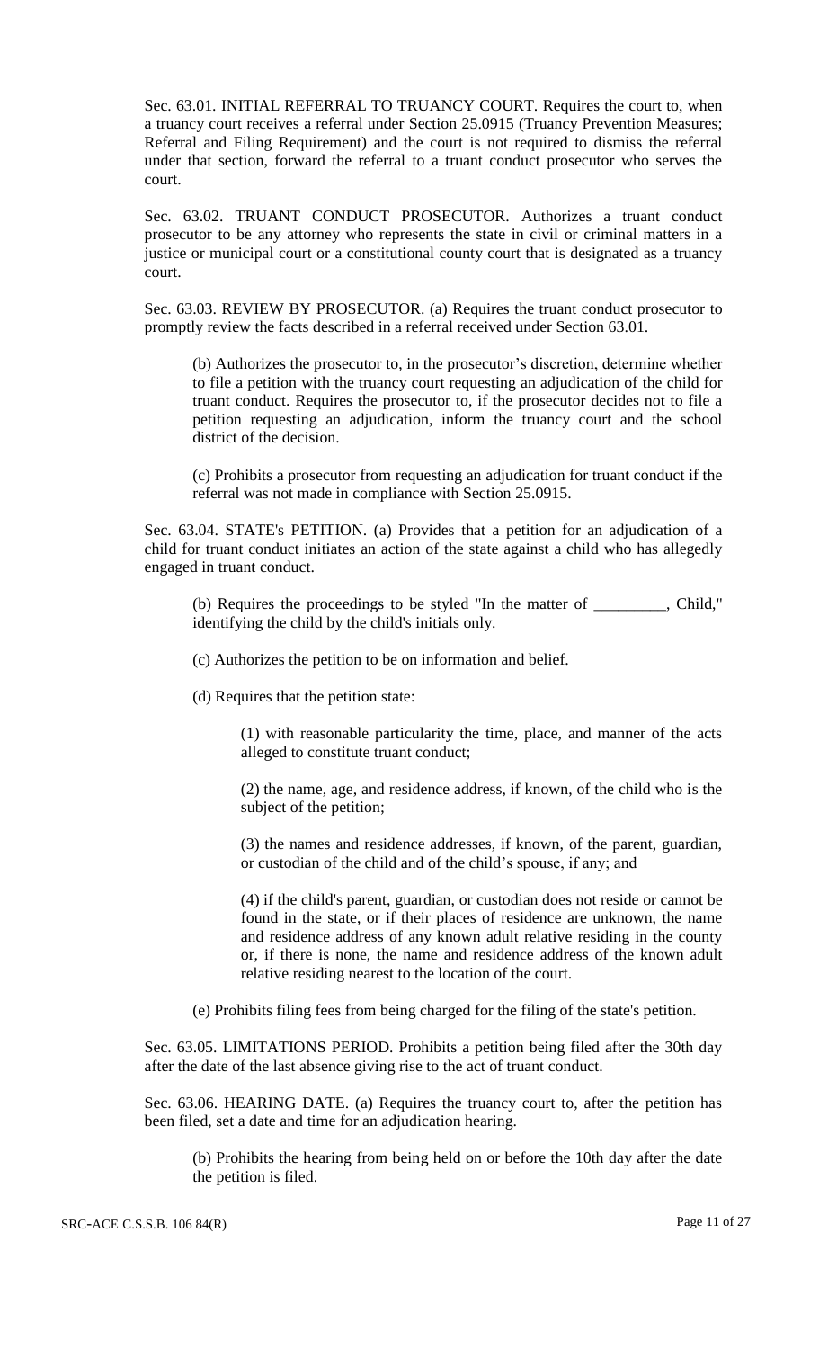Sec. 63.01. INITIAL REFERRAL TO TRUANCY COURT. Requires the court to, when a truancy court receives a referral under Section 25.0915 (Truancy Prevention Measures; Referral and Filing Requirement) and the court is not required to dismiss the referral under that section, forward the referral to a truant conduct prosecutor who serves the court.

Sec. 63.02. TRUANT CONDUCT PROSECUTOR. Authorizes a truant conduct prosecutor to be any attorney who represents the state in civil or criminal matters in a justice or municipal court or a constitutional county court that is designated as a truancy court.

Sec. 63.03. REVIEW BY PROSECUTOR. (a) Requires the truant conduct prosecutor to promptly review the facts described in a referral received under Section 63.01.

(b) Authorizes the prosecutor to, in the prosecutor's discretion, determine whether to file a petition with the truancy court requesting an adjudication of the child for truant conduct. Requires the prosecutor to, if the prosecutor decides not to file a petition requesting an adjudication, inform the truancy court and the school district of the decision.

(c) Prohibits a prosecutor from requesting an adjudication for truant conduct if the referral was not made in compliance with Section 25.0915.

Sec. 63.04. STATE'S PETITION. (a) Provides that a petition for an adjudication of a child for truant conduct initiates an action of the state against a child who has allegedly engaged in truant conduct.

(b) Requires the proceedings to be styled "In the matter of _________, Child," identifying the child by the child's initials only.

(c) Authorizes the petition to be on information and belief.

(d) Requires that the petition state:

(1) with reasonable particularity the time, place, and manner of the acts alleged to constitute truant conduct;

(2) the name, age, and residence address, if known, of the child who is the subject of the petition;

(3) the names and residence addresses, if known, of the parent, guardian, or custodian of the child and of the child's spouse, if any; and

(4) if the child's parent, guardian, or custodian does not reside or cannot be found in the state, or if their places of residence are unknown, the name and residence address of any known adult relative residing in the county or, if there is none, the name and residence address of the known adult relative residing nearest to the location of the court.

(e) Prohibits filing fees from being charged for the filing of the state's petition.

Sec. 63.05. LIMITATIONS PERIOD. Prohibits a petition being filed after the 30th day after the date of the last absence giving rise to the act of truant conduct.

Sec. 63.06. HEARING DATE. (a) Requires the truancy court to, after the petition has been filed, set a date and time for an adjudication hearing.

(b) Prohibits the hearing from being held on or before the 10th day after the date the petition is filed.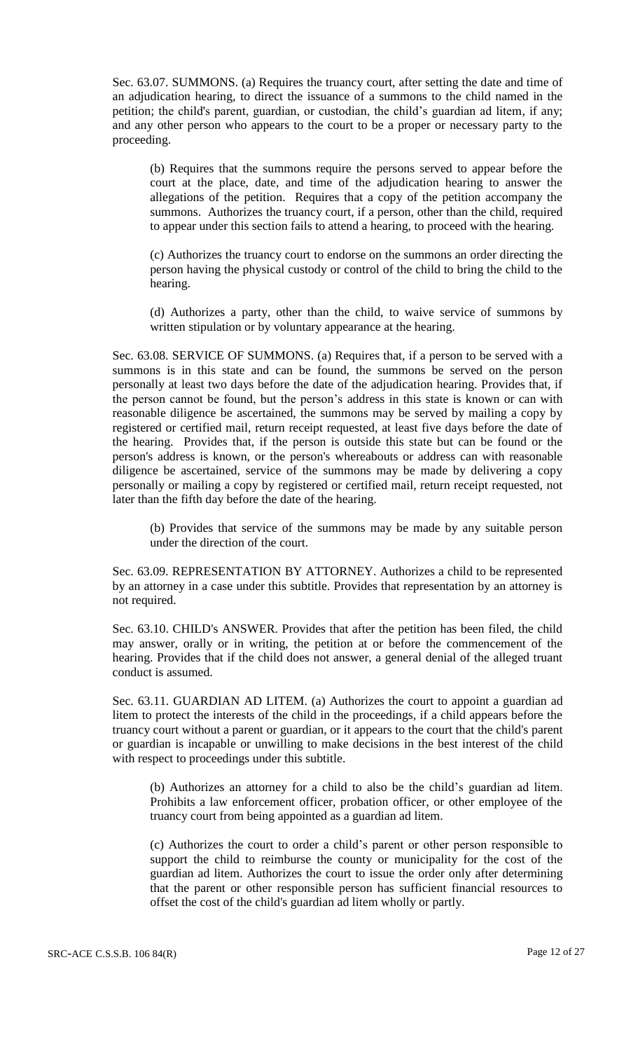Sec. 63.07. SUMMONS. (a) Requires the truancy court, after setting the date and time of an adjudication hearing, to direct the issuance of a summons to the child named in the petition; the child's parent, guardian, or custodian, the child's guardian ad litem, if any; and any other person who appears to the court to be a proper or necessary party to the proceeding.

(b) Requires that the summons require the persons served to appear before the court at the place, date, and time of the adjudication hearing to answer the allegations of the petition. Requires that a copy of the petition accompany the summons. Authorizes the truancy court, if a person, other than the child, required to appear under this section fails to attend a hearing, to proceed with the hearing.

(c) Authorizes the truancy court to endorse on the summons an order directing the person having the physical custody or control of the child to bring the child to the hearing.

(d) Authorizes a party, other than the child, to waive service of summons by written stipulation or by voluntary appearance at the hearing.

Sec. 63.08. SERVICE OF SUMMONS. (a) Requires that, if a person to be served with a summons is in this state and can be found, the summons be served on the person personally at least two days before the date of the adjudication hearing. Provides that, if the person cannot be found, but the person's address in this state is known or can with reasonable diligence be ascertained, the summons may be served by mailing a copy by registered or certified mail, return receipt requested, at least five days before the date of the hearing. Provides that, if the person is outside this state but can be found or the person's address is known, or the person's whereabouts or address can with reasonable diligence be ascertained, service of the summons may be made by delivering a copy personally or mailing a copy by registered or certified mail, return receipt requested, not later than the fifth day before the date of the hearing.

(b) Provides that service of the summons may be made by any suitable person under the direction of the court.

Sec. 63.09. REPRESENTATION BY ATTORNEY. Authorizes a child to be represented by an attorney in a case under this subtitle. Provides that representation by an attorney is not required.

Sec. 63.10. CHILD's ANSWER. Provides that after the petition has been filed, the child may answer, orally or in writing, the petition at or before the commencement of the hearing. Provides that if the child does not answer, a general denial of the alleged truant conduct is assumed.

Sec. 63.11. GUARDIAN AD LITEM. (a) Authorizes the court to appoint a guardian ad litem to protect the interests of the child in the proceedings, if a child appears before the truancy court without a parent or guardian, or it appears to the court that the child's parent or guardian is incapable or unwilling to make decisions in the best interest of the child with respect to proceedings under this subtitle.

(b) Authorizes an attorney for a child to also be the child's guardian ad litem. Prohibits a law enforcement officer, probation officer, or other employee of the truancy court from being appointed as a guardian ad litem.

(c) Authorizes the court to order a child's parent or other person responsible to support the child to reimburse the county or municipality for the cost of the guardian ad litem. Authorizes the court to issue the order only after determining that the parent or other responsible person has sufficient financial resources to offset the cost of the child's guardian ad litem wholly or partly.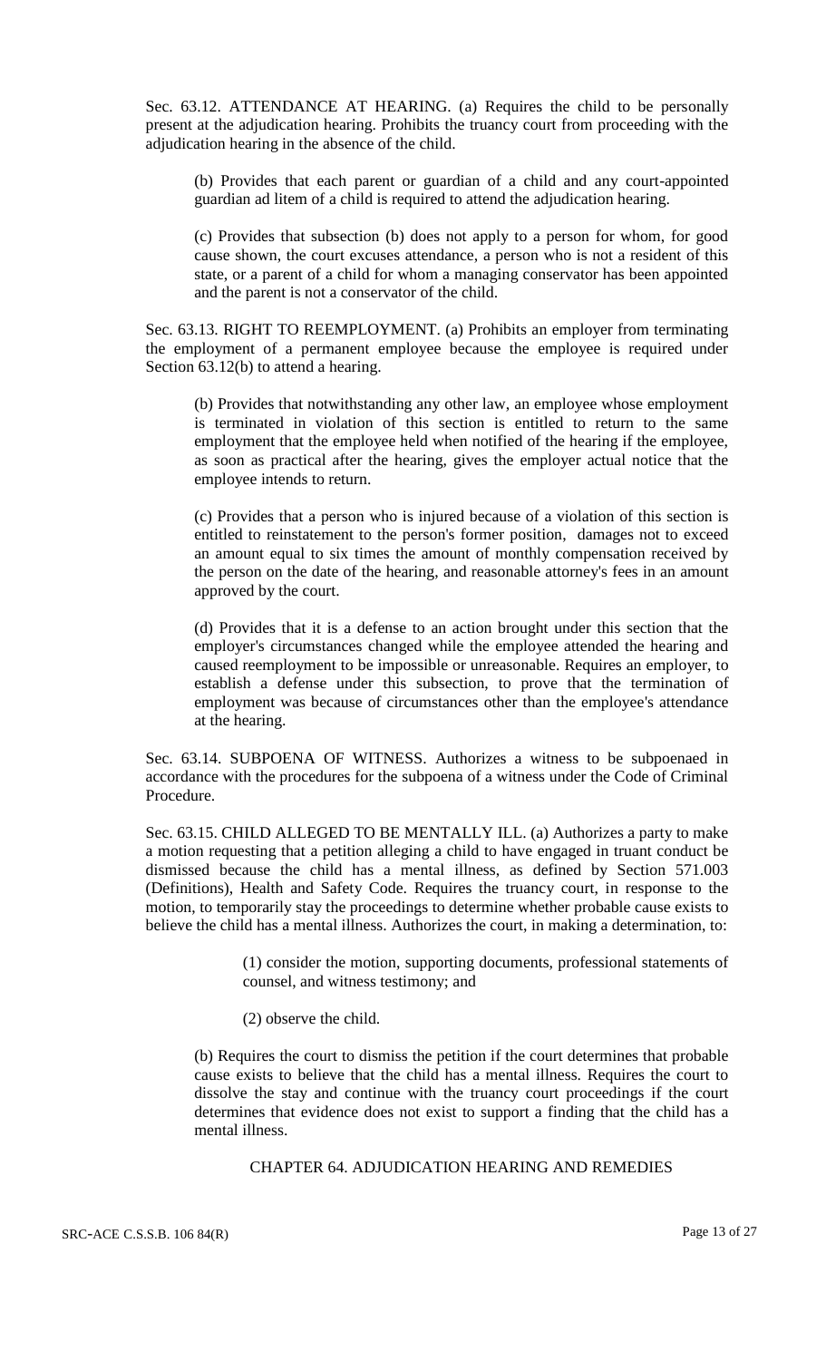Sec. 63.12. ATTENDANCE AT HEARING. (a) Requires the child to be personally present at the adjudication hearing. Prohibits the truancy court from proceeding with the adjudication hearing in the absence of the child.

(b) Provides that each parent or guardian of a child and any court-appointed guardian ad litem of a child is required to attend the adjudication hearing.

(c) Provides that subsection (b) does not apply to a person for whom, for good cause shown, the court excuses attendance, a person who is not a resident of this state, or a parent of a child for whom a managing conservator has been appointed and the parent is not a conservator of the child.

Sec. 63.13. RIGHT TO REEMPLOYMENT. (a) Prohibits an employer from terminating the employment of a permanent employee because the employee is required under Section 63.12(b) to attend a hearing.

(b) Provides that notwithstanding any other law, an employee whose employment is terminated in violation of this section is entitled to return to the same employment that the employee held when notified of the hearing if the employee, as soon as practical after the hearing, gives the employer actual notice that the employee intends to return.

(c) Provides that a person who is injured because of a violation of this section is entitled to reinstatement to the person's former position, damages not to exceed an amount equal to six times the amount of monthly compensation received by the person on the date of the hearing, and reasonable attorney's fees in an amount approved by the court.

(d) Provides that it is a defense to an action brought under this section that the employer's circumstances changed while the employee attended the hearing and caused reemployment to be impossible or unreasonable. Requires an employer, to establish a defense under this subsection, to prove that the termination of employment was because of circumstances other than the employee's attendance at the hearing.

Sec. 63.14. SUBPOENA OF WITNESS. Authorizes a witness to be subpoenaed in accordance with the procedures for the subpoena of a witness under the Code of Criminal Procedure.

Sec. 63.15. CHILD ALLEGED TO BE MENTALLY ILL. (a) Authorizes a party to make a motion requesting that a petition alleging a child to have engaged in truant conduct be dismissed because the child has a mental illness, as defined by Section 571.003 (Definitions), Health and Safety Code. Requires the truancy court, in response to the motion, to temporarily stay the proceedings to determine whether probable cause exists to believe the child has a mental illness. Authorizes the court, in making a determination, to:

(1) consider the motion, supporting documents, professional statements of counsel, and witness testimony; and

(2) observe the child.

(b) Requires the court to dismiss the petition if the court determines that probable cause exists to believe that the child has a mental illness. Requires the court to dissolve the stay and continue with the truancy court proceedings if the court determines that evidence does not exist to support a finding that the child has a mental illness.

CHAPTER 64. ADJUDICATION HEARING AND REMEDIES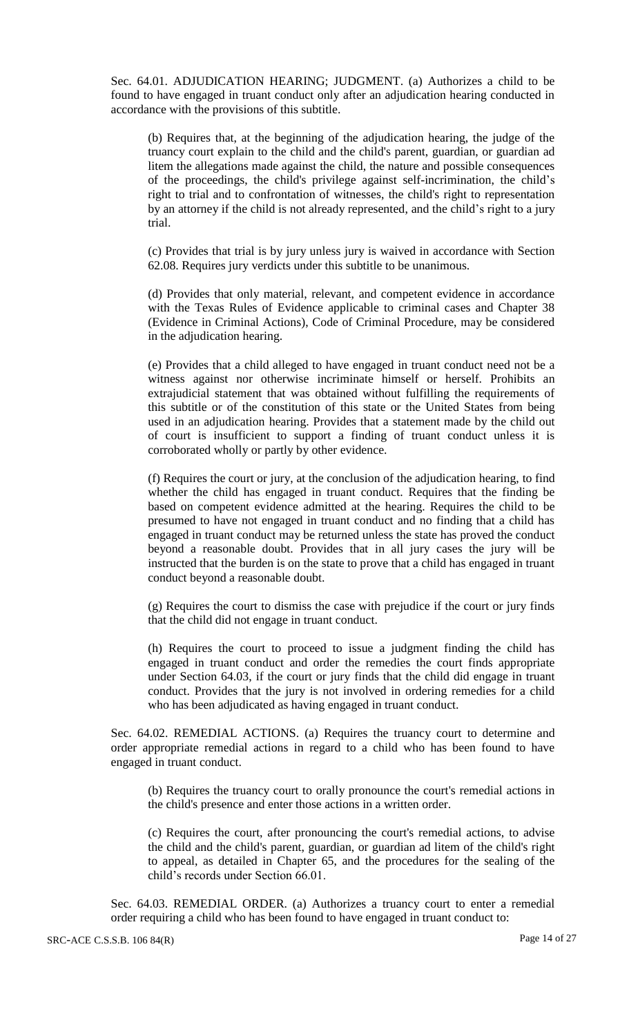Sec. 64.01. ADJUDICATION HEARING; JUDGMENT. (a) Authorizes a child to be found to have engaged in truant conduct only after an adjudication hearing conducted in accordance with the provisions of this subtitle.

(b) Requires that, at the beginning of the adjudication hearing, the judge of the truancy court explain to the child and the child's parent, guardian, or guardian ad litem the allegations made against the child, the nature and possible consequences of the proceedings, the child's privilege against self-incrimination, the child's right to trial and to confrontation of witnesses, the child's right to representation by an attorney if the child is not already represented, and the child's right to a jury trial.

(c) Provides that trial is by jury unless jury is waived in accordance with Section 62.08. Requires jury verdicts under this subtitle to be unanimous.

(d) Provides that only material, relevant, and competent evidence in accordance with the Texas Rules of Evidence applicable to criminal cases and Chapter 38 (Evidence in Criminal Actions), Code of Criminal Procedure, may be considered in the adjudication hearing.

(e) Provides that a child alleged to have engaged in truant conduct need not be a witness against nor otherwise incriminate himself or herself. Prohibits an extrajudicial statement that was obtained without fulfilling the requirements of this subtitle or of the constitution of this state or the United States from being used in an adjudication hearing. Provides that a statement made by the child out of court is insufficient to support a finding of truant conduct unless it is corroborated wholly or partly by other evidence.

(f) Requires the court or jury, at the conclusion of the adjudication hearing, to find whether the child has engaged in truant conduct. Requires that the finding be based on competent evidence admitted at the hearing. Requires the child to be presumed to have not engaged in truant conduct and no finding that a child has engaged in truant conduct may be returned unless the state has proved the conduct beyond a reasonable doubt. Provides that in all jury cases the jury will be instructed that the burden is on the state to prove that a child has engaged in truant conduct beyond a reasonable doubt.

(g) Requires the court to dismiss the case with prejudice if the court or jury finds that the child did not engage in truant conduct.

(h) Requires the court to proceed to issue a judgment finding the child has engaged in truant conduct and order the remedies the court finds appropriate under Section 64.03, if the court or jury finds that the child did engage in truant conduct. Provides that the jury is not involved in ordering remedies for a child who has been adjudicated as having engaged in truant conduct.

Sec. 64.02. REMEDIAL ACTIONS. (a) Requires the truancy court to determine and order appropriate remedial actions in regard to a child who has been found to have engaged in truant conduct.

(b) Requires the truancy court to orally pronounce the court's remedial actions in the child's presence and enter those actions in a written order.

(c) Requires the court, after pronouncing the court's remedial actions, to advise the child and the child's parent, guardian, or guardian ad litem of the child's right to appeal, as detailed in Chapter 65, and the procedures for the sealing of the child's records under Section 66.01.

Sec. 64.03. REMEDIAL ORDER. (a) Authorizes a truancy court to enter a remedial order requiring a child who has been found to have engaged in truant conduct to: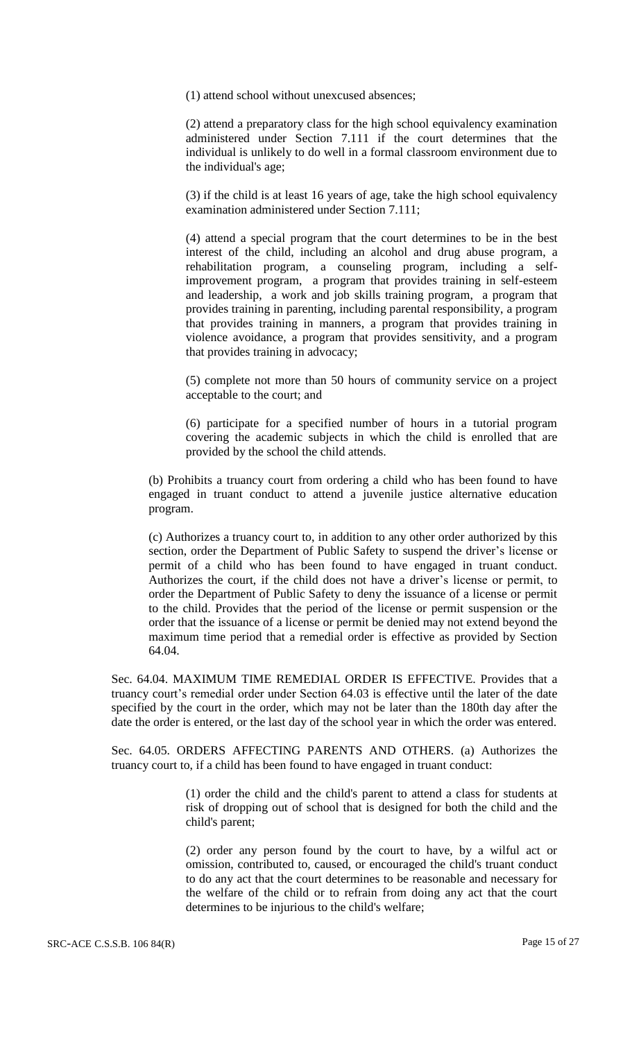(1) attend school without unexcused absences;

(2) attend a preparatory class for the high school equivalency examination administered under Section 7.111 if the court determines that the individual is unlikely to do well in a formal classroom environment due to the individual's age;

(3) if the child is at least 16 years of age, take the high school equivalency examination administered under Section 7.111;

(4) attend a special program that the court determines to be in the best interest of the child, including an alcohol and drug abuse program, a rehabilitation program, a counseling program, including a self-improvement program, a program that provides training in self-esteem and leadership, a work and job skills training program, a program that provides training in parenting, including parental responsibility, a program that provides training in manners, a program that provides training in violence avoidance, a program that provides sensitivity, and a program that provides training in advocacy;

(5) complete not more than 50 hours of community service on a project acceptable to the court; and

(6) participate for a specified number of hours in a tutorial program covering the academic subjects in which the child is enrolled that are provided by the school the child attends.

(b) Prohibits a truancy court from ordering a child who has been found to have engaged in truant conduct to attend a juvenile justice alternative education program.

(c) Authorizes a truancy court to, in addition to any other order authorized by this section, order the Department of Public Safety to suspend the driver's license or permit of a child who has been found to have engaged in truant conduct. Authorizes the court, if the child does not have a driver's license or permit, to order the Department of Public Safety to deny the issuance of a license or permit to the child. Provides that the period of the license or permit suspension or the order that the issuance of a license or permit be denied may not extend beyond the maximum time period that a remedial order is effective as provided by Section 64.04.

Sec. 64.04. MAXIMUM TIME REMEDIAL ORDER IS EFFECTIVE. Provides that a truancy court's remedial order under Section 64.03 is effective until the later of the date specified by the court in the order, which may not be later than the 180th day after the date the order is entered, or the last day of the school year in which the order was entered.

Sec. 64.05. ORDERS AFFECTING PARENTS AND OTHERS. (a) Authorizes the truancy court to, if a child has been found to have engaged in truant conduct:

(1) order the child and the child's parent to attend a class for students at risk of dropping out of school that is designed for both the child and the child's parent;

(2) order any person found by the court to have, by a wilful act or omission, contributed to, caused, or encouraged the child's truant conduct to do any act that the court determines to be reasonable and necessary for the welfare of the child or to refrain from doing any act that the court determines to be injurious to the child's welfare;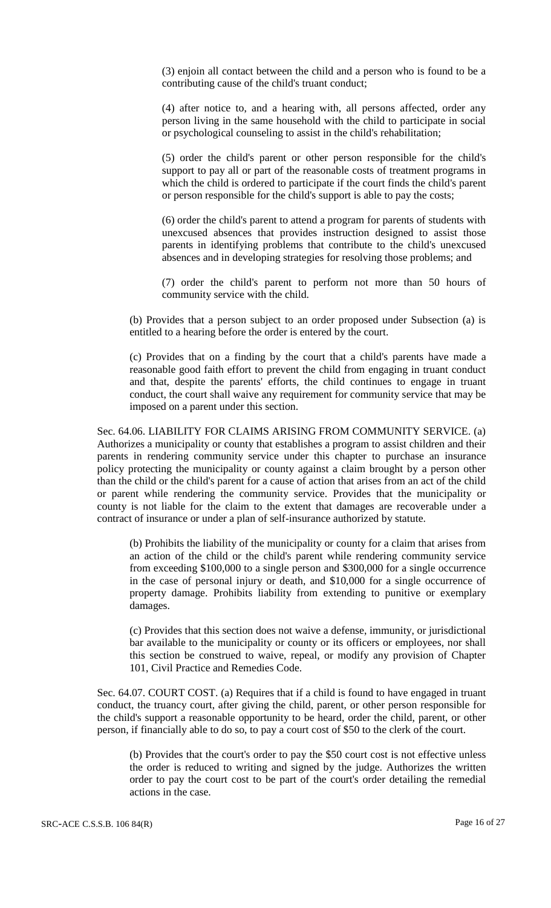(3) enjoin all contact between the child and a person who is found to be a contributing cause of the child's truant conduct;

(4) after notice to, and a hearing with, all persons affected, order any person living in the same household with the child to participate in social or psychological counseling to assist in the child's rehabilitation;

(5) order the child's parent or other person responsible for the child's support to pay all or part of the reasonable costs of treatment programs in which the child is ordered to participate if the court finds the child's parent or person responsible for the child's support is able to pay the costs;

(6) order the child's parent to attend a program for parents of students with unexcused absences that provides instruction designed to assist those parents in identifying problems that contribute to the child's unexcused absences and in developing strategies for resolving those problems; and

(7) order the child's parent to perform not more than 50 hours of community service with the child.

(b) Provides that a person subject to an order proposed under Subsection (a) is entitled to a hearing before the order is entered by the court.

(c) Provides that on a finding by the court that a child's parents have made a reasonable good faith effort to prevent the child from engaging in truant conduct and that, despite the parents' efforts, the child continues to engage in truant conduct, the court shall waive any requirement for community service that may be imposed on a parent under this section.

Sec. 64.06. LIABILITY FOR CLAIMS ARISING FROM COMMUNITY SERVICE. (a) Authorizes a municipality or county that establishes a program to assist children and their parents in rendering community service under this chapter to purchase an insurance policy protecting the municipality or county against a claim brought by a person other than the child or the child's parent for a cause of action that arises from an act of the child or parent while rendering the community service. Provides that the municipality or county is not liable for the claim to the extent that damages are recoverable under a contract of insurance or under a plan of self-insurance authorized by statute.

(b) Prohibits the liability of the municipality or county for a claim that arises from an action of the child or the child's parent while rendering community service from exceeding $100,000 to a single person and $300,000 for a single occurrence in the case of personal injury or death, and $10,000 for a single occurrence of property damage. Prohibits liability from extending to punitive or exemplary damages.

(c) Provides that this section does not waive a defense, immunity, or jurisdictional bar available to the municipality or county or its officers or employees, nor shall this section be construed to waive, repeal, or modify any provision of Chapter 101, Civil Practice and Remedies Code.

Sec. 64.07. COURT COST. (a) Requires that if a child is found to have engaged in truant conduct, the truancy court, after giving the child, parent, or other person responsible for the child's support a reasonable opportunity to be heard, order the child, parent, or other person, if financially able to do so, to pay a court cost of $50 to the clerk of the court.

(b) Provides that the court's order to pay the $50 court cost is not effective unless the order is reduced to writing and signed by the judge. Authorizes the written order to pay the court cost to be part of the court's order detailing the remedial actions in the case.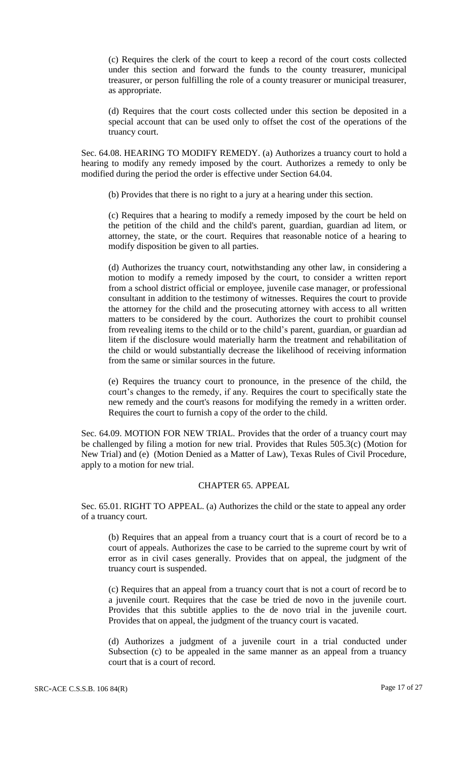(c) Requires the clerk of the court to keep a record of the court costs collected under this section and forward the funds to the county treasurer, municipal treasurer, or person fulfilling the role of a county treasurer or municipal treasurer, as appropriate.

(d) Requires that the court costs collected under this section be deposited in a special account that can be used only to offset the cost of the operations of the truancy court.

Sec. 64.08. HEARING TO MODIFY REMEDY. (a) Authorizes a truancy court to hold a hearing to modify any remedy imposed by the court. Authorizes a remedy to only be modified during the period the order is effective under Section 64.04.

(b) Provides that there is no right to a jury at a hearing under this section.

(c) Requires that a hearing to modify a remedy imposed by the court be held on the petition of the child and the child's parent, guardian, guardian ad litem, or attorney, the state, or the court. Requires that reasonable notice of a hearing to modify disposition be given to all parties.

(d) Authorizes the truancy court, notwithstanding any other law, in considering a motion to modify a remedy imposed by the court, to consider a written report from a school district official or employee, juvenile case manager, or professional consultant in addition to the testimony of witnesses. Requires the court to provide the attorney for the child and the prosecuting attorney with access to all written matters to be considered by the court. Authorizes the court to prohibit counsel from revealing items to the child or to the child's parent, guardian, or guardian ad litem if the disclosure would materially harm the treatment and rehabilitation of the child or would substantially decrease the likelihood of receiving information from the same or similar sources in the future.

(e) Requires the truancy court to pronounce, in the presence of the child, the court's changes to the remedy, if any. Requires the court to specifically state the new remedy and the court's reasons for modifying the remedy in a written order. Requires the court to furnish a copy of the order to the child.

Sec. 64.09. MOTION FOR NEW TRIAL. Provides that the order of a truancy court may be challenged by filing a motion for new trial. Provides that Rules 505.3(c) (Motion for New Trial) and (e) (Motion Denied as a Matter of Law), Texas Rules of Civil Procedure, apply to a motion for new trial.

## CHAPTER 65. APPEAL

Sec. 65.01. RIGHT TO APPEAL. (a) Authorizes the child or the state to appeal any order of a truancy court.

(b) Requires that an appeal from a truancy court that is a court of record be to a court of appeals. Authorizes the case to be carried to the supreme court by writ of error as in civil cases generally. Provides that on appeal, the judgment of the truancy court is suspended.

(c) Requires that an appeal from a truancy court that is not a court of record be to a juvenile court. Requires that the case be tried de novo in the juvenile court. Provides that this subtitle applies to the de novo trial in the juvenile court. Provides that on appeal, the judgment of the truancy court is vacated.

(d) Authorizes a judgment of a juvenile court in a trial conducted under Subsection (c) to be appealed in the same manner as an appeal from a truancy court that is a court of record.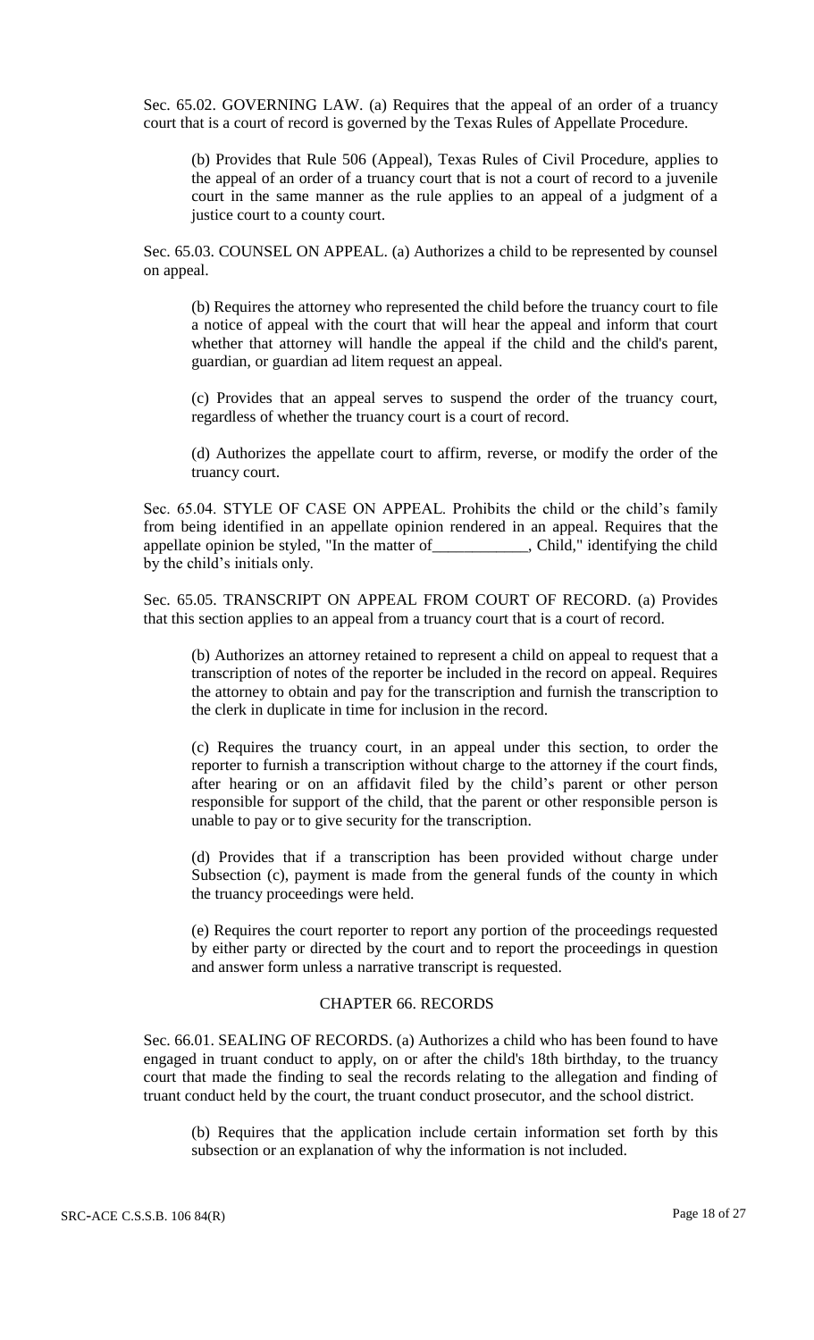Sec. 65.02. GOVERNING LAW. (a) Requires that the appeal of an order of a truancy court that is a court of record is governed by the Texas Rules of Appellate Procedure.

(b) Provides that Rule 506 (Appeal), Texas Rules of Civil Procedure, applies to the appeal of an order of a truancy court that is not a court of record to a juvenile court in the same manner as the rule applies to an appeal of a judgment of a justice court to a county court.

Sec. 65.03. COUNSEL ON APPEAL. (a) Authorizes a child to be represented by counsel on appeal.

(b) Requires the attorney who represented the child before the truancy court to file a notice of appeal with the court that will hear the appeal and inform that court whether that attorney will handle the appeal if the child and the child's parent, guardian, or guardian ad litem request an appeal.

(c) Provides that an appeal serves to suspend the order of the truancy court, regardless of whether the truancy court is a court of record.

(d) Authorizes the appellate court to affirm, reverse, or modify the order of the truancy court.

Sec. 65.04. STYLE OF CASE ON APPEAL. Prohibits the child or the child's family from being identified in an appellate opinion rendered in an appeal. Requires that the appellate opinion be styled, "In the matter of____________, Child," identifying the child by the child's initials only.

Sec. 65.05. TRANSCRIPT ON APPEAL FROM COURT OF RECORD. (a) Provides that this section applies to an appeal from a truancy court that is a court of record.

(b) Authorizes an attorney retained to represent a child on appeal to request that a transcription of notes of the reporter be included in the record on appeal. Requires the attorney to obtain and pay for the transcription and furnish the transcription to the clerk in duplicate in time for inclusion in the record.

(c) Requires the truancy court, in an appeal under this section, to order the reporter to furnish a transcription without charge to the attorney if the court finds, after hearing or on an affidavit filed by the child's parent or other person responsible for support of the child, that the parent or other responsible person is unable to pay or to give security for the transcription.

(d) Provides that if a transcription has been provided without charge under Subsection (c), payment is made from the general funds of the county in which the truancy proceedings were held.

(e) Requires the court reporter to report any portion of the proceedings requested by either party or directed by the court and to report the proceedings in question and answer form unless a narrative transcript is requested.

## CHAPTER 66. RECORDS

Sec. 66.01. SEALING OF RECORDS. (a) Authorizes a child who has been found to have engaged in truant conduct to apply, on or after the child's 18th birthday, to the truancy court that made the finding to seal the records relating to the allegation and finding of truant conduct held by the court, the truant conduct prosecutor, and the school district.

(b) Requires that the application include certain information set forth by this subsection or an explanation of why the information is not included.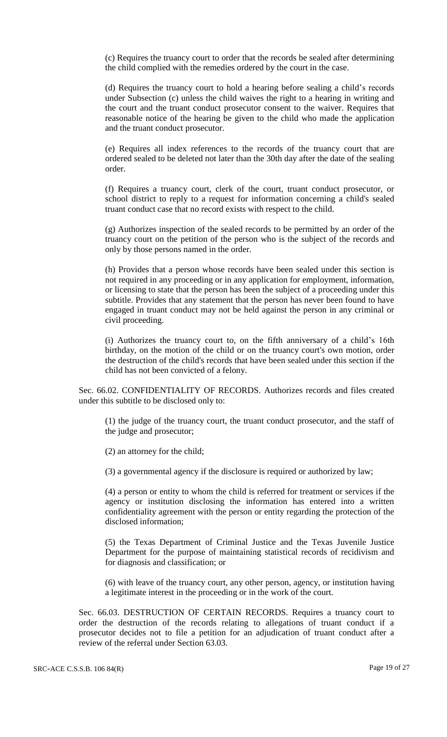(c) Requires the truancy court to order that the records be sealed after determining the child complied with the remedies ordered by the court in the case.

(d) Requires the truancy court to hold a hearing before sealing a child's records under Subsection (c) unless the child waives the right to a hearing in writing and the court and the truant conduct prosecutor consent to the waiver. Requires that reasonable notice of the hearing be given to the child who made the application and the truant conduct prosecutor.

(e) Requires all index references to the records of the truancy court that are ordered sealed to be deleted not later than the 30th day after the date of the sealing order.

(f) Requires a truancy court, clerk of the court, truant conduct prosecutor, or school district to reply to a request for information concerning a child's sealed truant conduct case that no record exists with respect to the child.

(g) Authorizes inspection of the sealed records to be permitted by an order of the truancy court on the petition of the person who is the subject of the records and only by those persons named in the order.

(h) Provides that a person whose records have been sealed under this section is not required in any proceeding or in any application for employment, information, or licensing to state that the person has been the subject of a proceeding under this subtitle. Provides that any statement that the person has never been found to have engaged in truant conduct may not be held against the person in any criminal or civil proceeding.

(i) Authorizes the truancy court to, on the fifth anniversary of a child's 16th birthday, on the motion of the child or on the truancy court's own motion, order the destruction of the child's records that have been sealed under this section if the child has not been convicted of a felony.

Sec. 66.02. CONFIDENTIALITY OF RECORDS. Authorizes records and files created under this subtitle to be disclosed only to:

(1) the judge of the truancy court, the truant conduct prosecutor, and the staff of the judge and prosecutor;

(2) an attorney for the child;

(3) a governmental agency if the disclosure is required or authorized by law;

(4) a person or entity to whom the child is referred for treatment or services if the agency or institution disclosing the information has entered into a written confidentiality agreement with the person or entity regarding the protection of the disclosed information;

(5) the Texas Department of Criminal Justice and the Texas Juvenile Justice Department for the purpose of maintaining statistical records of recidivism and for diagnosis and classification; or

(6) with leave of the truancy court, any other person, agency, or institution having a legitimate interest in the proceeding or in the work of the court.

Sec. 66.03. DESTRUCTION OF CERTAIN RECORDS. Requires a truancy court to order the destruction of the records relating to allegations of truant conduct if a prosecutor decides not to file a petition for an adjudication of truant conduct after a review of the referral under Section 63.03.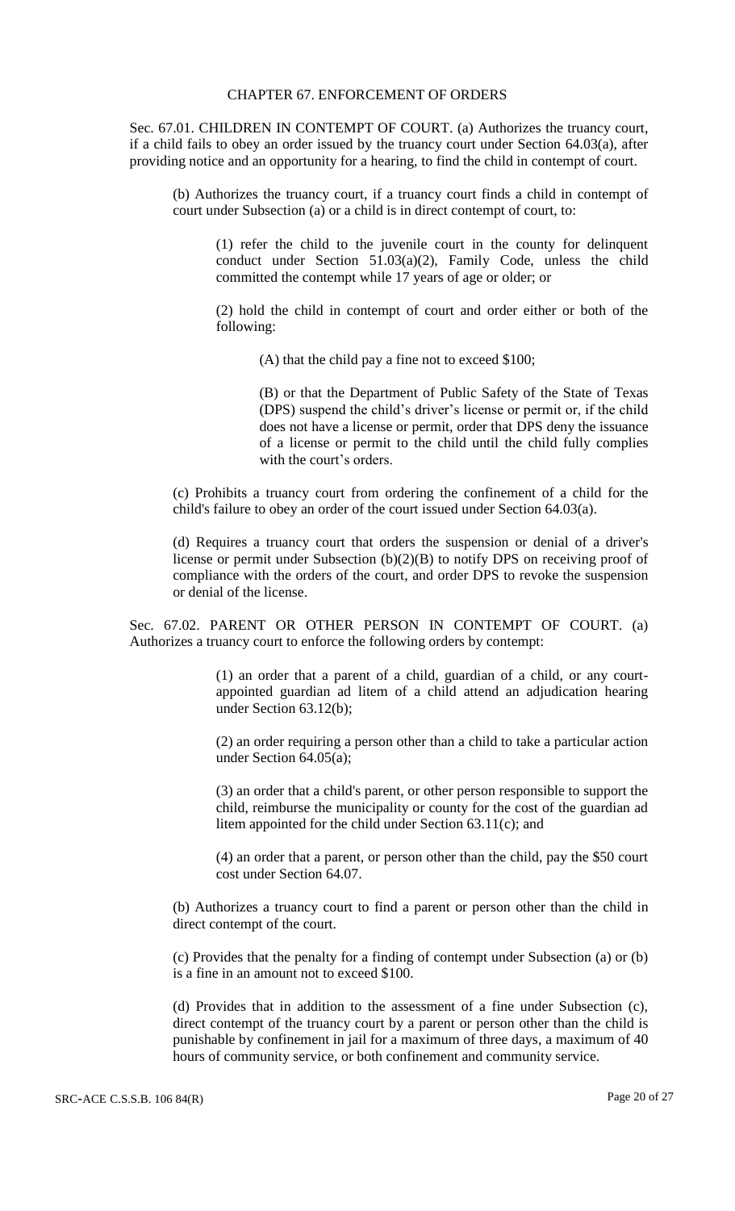## CHAPTER 67. ENFORCEMENT OF ORDERS

Sec. 67.01. CHILDREN IN CONTEMPT OF COURT. (a) Authorizes the truancy court, if a child fails to obey an order issued by the truancy court under Section 64.03(a), after providing notice and an opportunity for a hearing, to find the child in contempt of court.

(b) Authorizes the truancy court, if a truancy court finds a child in contempt of court under Subsection (a) or a child is in direct contempt of court, to:

(1) refer the child to the juvenile court in the county for delinquent conduct under Section 51.03(a)(2), Family Code, unless the child committed the contempt while 17 years of age or older; or

(2) hold the child in contempt of court and order either or both of the following:

(A) that the child pay a fine not to exceed $100;

(B) or that the Department of Public Safety of the State of Texas (DPS) suspend the child's driver's license or permit or, if the child does not have a license or permit, order that DPS deny the issuance of a license or permit to the child until the child fully complies with the court's orders.

(c) Prohibits a truancy court from ordering the confinement of a child for the child's failure to obey an order of the court issued under Section 64.03(a).

(d) Requires a truancy court that orders the suspension or denial of a driver's license or permit under Subsection (b)(2)(B) to notify DPS on receiving proof of compliance with the orders of the court, and order DPS to revoke the suspension or denial of the license.

Sec. 67.02. PARENT OR OTHER PERSON IN CONTEMPT OF COURT. (a) Authorizes a truancy court to enforce the following orders by contempt:

(1) an order that a parent of a child, guardian of a child, or any court-appointed guardian ad litem of a child attend an adjudication hearing under Section 63.12(b);

(2) an order requiring a person other than a child to take a particular action under Section 64.05(a);

(3) an order that a child's parent, or other person responsible to support the child, reimburse the municipality or county for the cost of the guardian ad litem appointed for the child under Section 63.11(c); and

(4) an order that a parent, or person other than the child, pay the $50 court cost under Section 64.07.

(b) Authorizes a truancy court to find a parent or person other than the child in direct contempt of the court.

(c) Provides that the penalty for a finding of contempt under Subsection (a) or (b) is a fine in an amount not to exceed $100.

(d) Provides that in addition to the assessment of a fine under Subsection (c), direct contempt of the truancy court by a parent or person other than the child is punishable by confinement in jail for a maximum of three days, a maximum of 40 hours of community service, or both confinement and community service.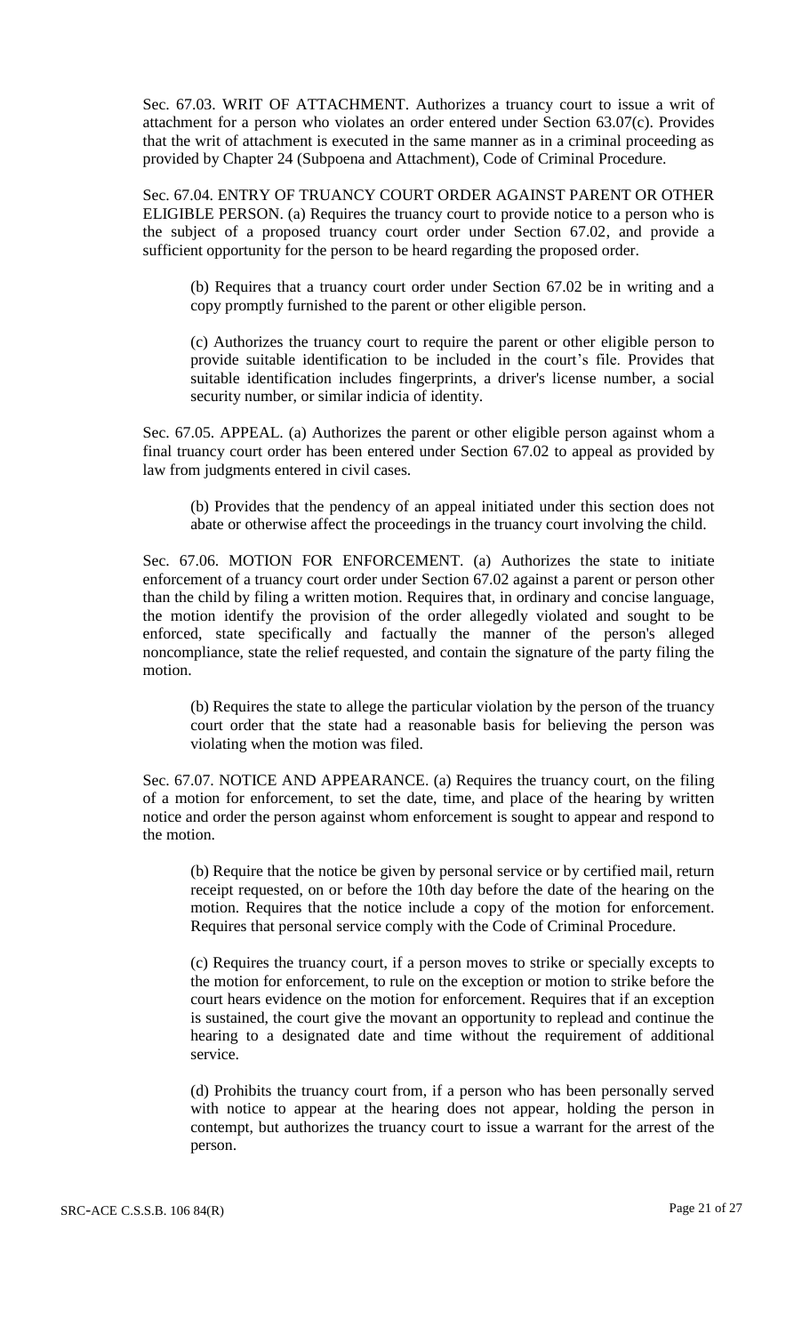Sec. 67.03. WRIT OF ATTACHMENT. Authorizes a truancy court to issue a writ of attachment for a person who violates an order entered under Section 63.07(c). Provides that the writ of attachment is executed in the same manner as in a criminal proceeding as provided by Chapter 24 (Subpoena and Attachment), Code of Criminal Procedure.

Sec. 67.04. ENTRY OF TRUANCY COURT ORDER AGAINST PARENT OR OTHER ELIGIBLE PERSON. (a) Requires the truancy court to provide notice to a person who is the subject of a proposed truancy court order under Section 67.02, and provide a sufficient opportunity for the person to be heard regarding the proposed order.

(b) Requires that a truancy court order under Section 67.02 be in writing and a copy promptly furnished to the parent or other eligible person.

(c) Authorizes the truancy court to require the parent or other eligible person to provide suitable identification to be included in the court's file. Provides that suitable identification includes fingerprints, a driver's license number, a social security number, or similar indicia of identity.

Sec. 67.05. APPEAL. (a) Authorizes the parent or other eligible person against whom a final truancy court order has been entered under Section 67.02 to appeal as provided by law from judgments entered in civil cases.

(b) Provides that the pendency of an appeal initiated under this section does not abate or otherwise affect the proceedings in the truancy court involving the child.

Sec. 67.06. MOTION FOR ENFORCEMENT. (a) Authorizes the state to initiate enforcement of a truancy court order under Section 67.02 against a parent or person other than the child by filing a written motion. Requires that, in ordinary and concise language, the motion identify the provision of the order allegedly violated and sought to be enforced, state specifically and factually the manner of the person's alleged noncompliance, state the relief requested, and contain the signature of the party filing the motion.

(b) Requires the state to allege the particular violation by the person of the truancy court order that the state had a reasonable basis for believing the person was violating when the motion was filed.

Sec. 67.07. NOTICE AND APPEARANCE. (a) Requires the truancy court, on the filing of a motion for enforcement, to set the date, time, and place of the hearing by written notice and order the person against whom enforcement is sought to appear and respond to the motion.

(b) Require that the notice be given by personal service or by certified mail, return receipt requested, on or before the 10th day before the date of the hearing on the motion. Requires that the notice include a copy of the motion for enforcement. Requires that personal service comply with the Code of Criminal Procedure.

(c) Requires the truancy court, if a person moves to strike or specially excepts to the motion for enforcement, to rule on the exception or motion to strike before the court hears evidence on the motion for enforcement. Requires that if an exception is sustained, the court give the movant an opportunity to replead and continue the hearing to a designated date and time without the requirement of additional service.

(d) Prohibits the truancy court from, if a person who has been personally served with notice to appear at the hearing does not appear, holding the person in contempt, but authorizes the truancy court to issue a warrant for the arrest of the person.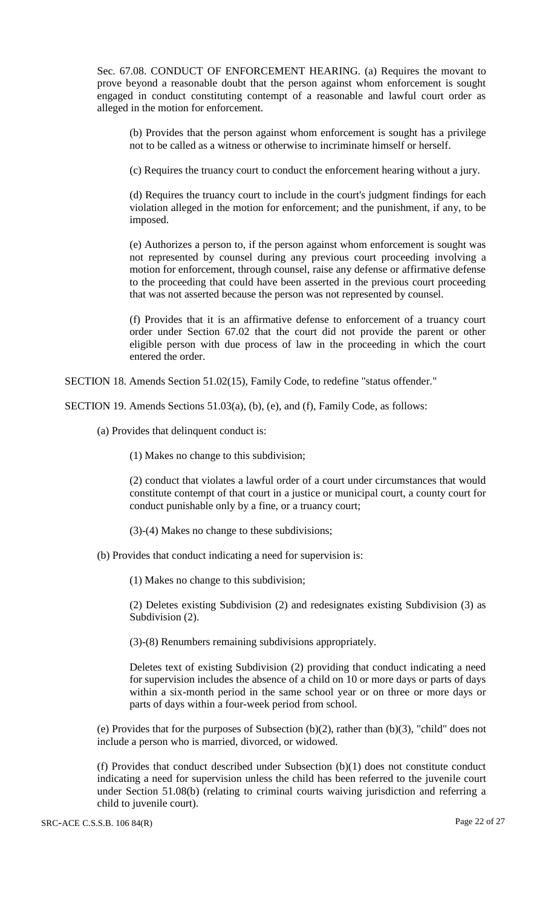Sec. 67.08. CONDUCT OF ENFORCEMENT HEARING. (a) Requires the movant to prove beyond a reasonable doubt that the person against whom enforcement is sought engaged in conduct constituting contempt of a reasonable and lawful court order as alleged in the motion for enforcement.

(b) Provides that the person against whom enforcement is sought has a privilege not to be called as a witness or otherwise to incriminate himself or herself.

(c) Requires the truancy court to conduct the enforcement hearing without a jury.

(d) Requires the truancy court to include in the court's judgment findings for each violation alleged in the motion for enforcement; and the punishment, if any, to be imposed.

(e) Authorizes a person to, if the person against whom enforcement is sought was not represented by counsel during any previous court proceeding involving a motion for enforcement, through counsel, raise any defense or affirmative defense to the proceeding that could have been asserted in the previous court proceeding that was not asserted because the person was not represented by counsel.

(f) Provides that it is an affirmative defense to enforcement of a truancy court order under Section 67.02 that the court did not provide the parent or other eligible person with due process of law in the proceeding in which the court entered the order.

SECTION 18. Amends Section 51.02(15), Family Code, to redefine "status offender."

SECTION 19. Amends Sections 51.03(a), (b), (e), and (f), Family Code, as follows:

(a) Provides that delinquent conduct is:

(1) Makes no change to this subdivision;

(2) conduct that violates a lawful order of a court under circumstances that would constitute contempt of that court in a justice or municipal court, a county court for conduct punishable only by a fine, or a truancy court;

(3)-(4) Makes no change to these subdivisions;

(b) Provides that conduct indicating a need for supervision is:

(1) Makes no change to this subdivision;

(2) Deletes existing Subdivision (2) and redesignates existing Subdivision (3) as Subdivision (2).

(3)-(8) Renumbers remaining subdivisions appropriately.

Deletes text of existing Subdivision (2) providing that conduct indicating a need for supervision includes the absence of a child on 10 or more days or parts of days within a six-month period in the same school year or on three or more days or parts of days within a four-week period from school.

(e) Provides that for the purposes of Subsection (b)(2), rather than (b)(3), "child" does not include a person who is married, divorced, or widowed.

(f) Provides that conduct described under Subsection (b)(1) does not constitute conduct indicating a need for supervision unless the child has been referred to the juvenile court under Section 51.08(b) (relating to criminal courts waiving jurisdiction and referring a child to juvenile court).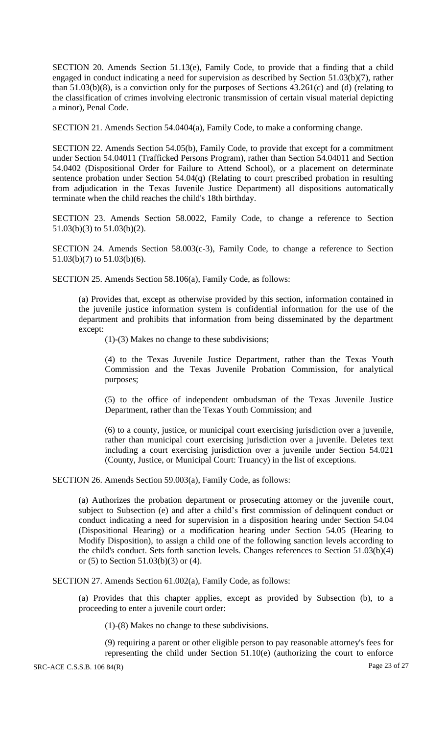SECTION 20. Amends Section 51.13(e), Family Code, to provide that a finding that a child engaged in conduct indicating a need for supervision as described by Section 51.03(b)(7), rather than 51.03(b)(8), is a conviction only for the purposes of Sections 43.261(c) and (d) (relating to the classification of crimes involving electronic transmission of certain visual material depicting a minor), Penal Code.

SECTION 21. Amends Section 54.0404(a), Family Code, to make a conforming change.

SECTION 22. Amends Section 54.05(b), Family Code, to provide that except for a commitment under Section 54.04011 (Trafficked Persons Program), rather than Section 54.04011 and Section 54.0402 (Dispositional Order for Failure to Attend School), or a placement on determinate sentence probation under Section 54.04(q) (Relating to court prescribed probation in resulting from adjudication in the Texas Juvenile Justice Department) all dispositions automatically terminate when the child reaches the child's 18th birthday.

SECTION 23. Amends Section 58.0022, Family Code, to change a reference to Section 51.03(b)(3) to 51.03(b)(2).

SECTION 24. Amends Section 58.003(c-3), Family Code, to change a reference to Section 51.03(b)(7) to 51.03(b)(6).

SECTION 25. Amends Section 58.106(a), Family Code, as follows:

> (a) Provides that, except as otherwise provided by this section, information contained in the juvenile justice information system is confidential information for the use of the department and prohibits that information from being disseminated by the department except:
>
> > (1)-(3) Makes no change to these subdivisions;
> >
> > (4) to the Texas Juvenile Justice Department, rather than the Texas Youth Commission and the Texas Juvenile Probation Commission, for analytical purposes;
> >
> > (5) to the office of independent ombudsman of the Texas Juvenile Justice Department, rather than the Texas Youth Commission; and
> >
> > (6) to a county, justice, or municipal court exercising jurisdiction over a juvenile, rather than municipal court exercising jurisdiction over a juvenile. Deletes text including a court exercising jurisdiction over a juvenile under Section 54.021 (County, Justice, or Municipal Court: Truancy) in the list of exceptions.

SECTION 26. Amends Section 59.003(a), Family Code, as follows:

> (a) Authorizes the probation department or prosecuting attorney or the juvenile court, subject to Subsection (e) and after a child's first commission of delinquent conduct or conduct indicating a need for supervision in a disposition hearing under Section 54.04 (Dispositional Hearing) or a modification hearing under Section 54.05 (Hearing to Modify Disposition), to assign a child one of the following sanction levels according to the child's conduct. Sets forth sanction levels. Changes references to Section 51.03(b)(4) or (5) to Section 51.03(b)(3) or (4).

SECTION 27. Amends Section 61.002(a), Family Code, as follows:

> (a) Provides that this chapter applies, except as provided by Subsection (b), to a proceeding to enter a juvenile court order:
>
> > (1)-(8) Makes no change to these subdivisions.
> >
> > (9) requiring a parent or other eligible person to pay reasonable attorney's fees for representing the child under Section 51.10(e) (authorizing the court to enforce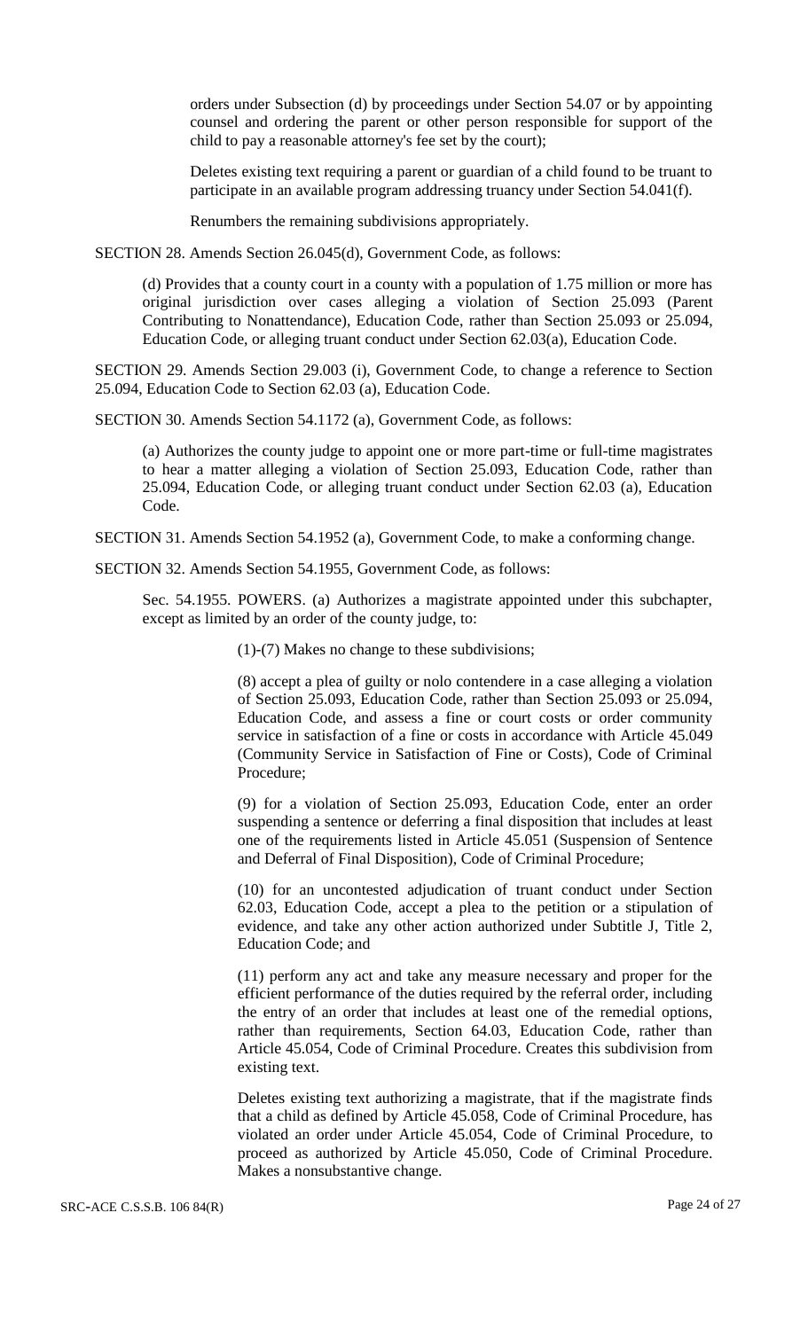orders under Subsection (d) by proceedings under Section 54.07 or by appointing counsel and ordering the parent or other person responsible for support of the child to pay a reasonable attorney's fee set by the court);

Deletes existing text requiring a parent or guardian of a child found to be truant to participate in an available program addressing truancy under Section 54.041(f).

Renumbers the remaining subdivisions appropriately.

SECTION 28. Amends Section 26.045(d), Government Code, as follows:

(d) Provides that a county court in a county with a population of 1.75 million or more has original jurisdiction over cases alleging a violation of Section 25.093 (Parent Contributing to Nonattendance), Education Code, rather than Section 25.093 or 25.094, Education Code, or alleging truant conduct under Section 62.03(a), Education Code.

SECTION 29. Amends Section 29.003 (i), Government Code, to change a reference to Section 25.094, Education Code to Section 62.03 (a), Education Code.

SECTION 30. Amends Section 54.1172 (a), Government Code, as follows:

(a) Authorizes the county judge to appoint one or more part-time or full-time magistrates to hear a matter alleging a violation of Section 25.093, Education Code, rather than 25.094, Education Code, or alleging truant conduct under Section 62.03 (a), Education Code.

SECTION 31. Amends Section 54.1952 (a), Government Code, to make a conforming change.

SECTION 32. Amends Section 54.1955, Government Code, as follows:

Sec. 54.1955. POWERS. (a) Authorizes a magistrate appointed under this subchapter, except as limited by an order of the county judge, to:

(1)-(7) Makes no change to these subdivisions;

(8) accept a plea of guilty or nolo contendere in a case alleging a violation of Section 25.093, Education Code, rather than Section 25.093 or 25.094, Education Code, and assess a fine or court costs or order community service in satisfaction of a fine or costs in accordance with Article 45.049 (Community Service in Satisfaction of Fine or Costs), Code of Criminal Procedure;

(9) for a violation of Section 25.093, Education Code, enter an order suspending a sentence or deferring a final disposition that includes at least one of the requirements listed in Article 45.051 (Suspension of Sentence and Deferral of Final Disposition), Code of Criminal Procedure;

(10) for an uncontested adjudication of truant conduct under Section 62.03, Education Code, accept a plea to the petition or a stipulation of evidence, and take any other action authorized under Subtitle J, Title 2, Education Code; and

(11) perform any act and take any measure necessary and proper for the efficient performance of the duties required by the referral order, including the entry of an order that includes at least one of the remedial options, rather than requirements, Section 64.03, Education Code, rather than Article 45.054, Code of Criminal Procedure. Creates this subdivision from existing text.

Deletes existing text authorizing a magistrate, that if the magistrate finds that a child as defined by Article 45.058, Code of Criminal Procedure, has violated an order under Article 45.054, Code of Criminal Procedure, to proceed as authorized by Article 45.050, Code of Criminal Procedure. Makes a nonsubstantive change.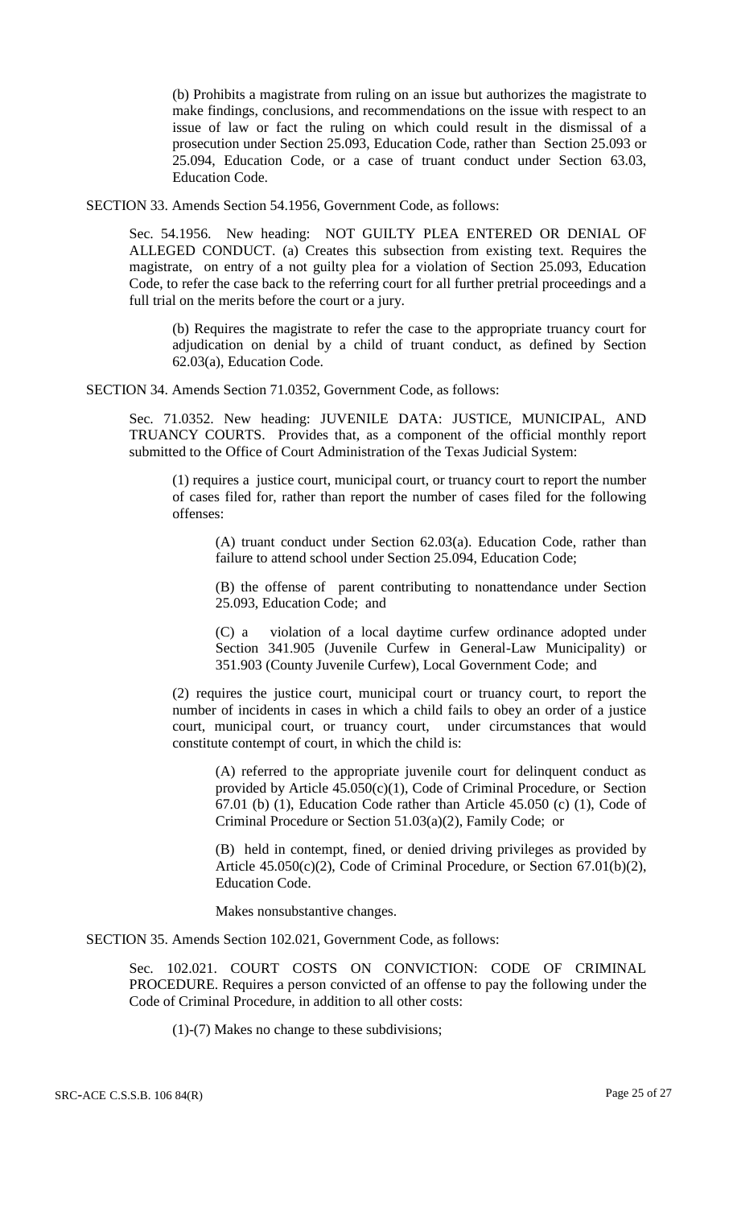(b) Prohibits a magistrate from ruling on an issue but authorizes the magistrate to make findings, conclusions, and recommendations on the issue with respect to an issue of law or fact the ruling on which could result in the dismissal of a prosecution under Section 25.093, Education Code, rather than Section 25.093 or 25.094, Education Code, or a case of truant conduct under Section 63.03, Education Code.

SECTION 33. Amends Section 54.1956, Government Code, as follows:

Sec. 54.1956. New heading: NOT GUILTY PLEA ENTERED OR DENIAL OF ALLEGED CONDUCT. (a) Creates this subsection from existing text. Requires the magistrate, on entry of a not guilty plea for a violation of Section 25.093, Education Code, to refer the case back to the referring court for all further pretrial proceedings and a full trial on the merits before the court or a jury.

(b) Requires the magistrate to refer the case to the appropriate truancy court for adjudication on denial by a child of truant conduct, as defined by Section 62.03(a), Education Code.

SECTION 34. Amends Section 71.0352, Government Code, as follows:

Sec. 71.0352. New heading: JUVENILE DATA: JUSTICE, MUNICIPAL, AND TRUANCY COURTS. Provides that, as a component of the official monthly report submitted to the Office of Court Administration of the Texas Judicial System:

(1) requires a justice court, municipal court, or truancy court to report the number of cases filed for, rather than report the number of cases filed for the following offenses:

(A) truant conduct under Section 62.03(a). Education Code, rather than failure to attend school under Section 25.094, Education Code;

(B) the offense of parent contributing to nonattendance under Section 25.093, Education Code; and

(C) a violation of a local daytime curfew ordinance adopted under Section 341.905 (Juvenile Curfew in General-Law Municipality) or 351.903 (County Juvenile Curfew), Local Government Code; and

(2) requires the justice court, municipal court or truancy court, to report the number of incidents in cases in which a child fails to obey an order of a justice court, municipal court, or truancy court, under circumstances that would constitute contempt of court, in which the child is:

(A) referred to the appropriate juvenile court for delinquent conduct as provided by Article 45.050(c)(1), Code of Criminal Procedure, or Section 67.01 (b) (1), Education Code rather than Article 45.050 (c) (1), Code of Criminal Procedure or Section 51.03(a)(2), Family Code; or

(B) held in contempt, fined, or denied driving privileges as provided by Article 45.050(c)(2), Code of Criminal Procedure, or Section 67.01(b)(2), Education Code.

Makes nonsubstantive changes.

SECTION 35. Amends Section 102.021, Government Code, as follows:

Sec. 102.021. COURT COSTS ON CONVICTION: CODE OF CRIMINAL PROCEDURE. Requires a person convicted of an offense to pay the following under the Code of Criminal Procedure, in addition to all other costs:

(1)-(7) Makes no change to these subdivisions;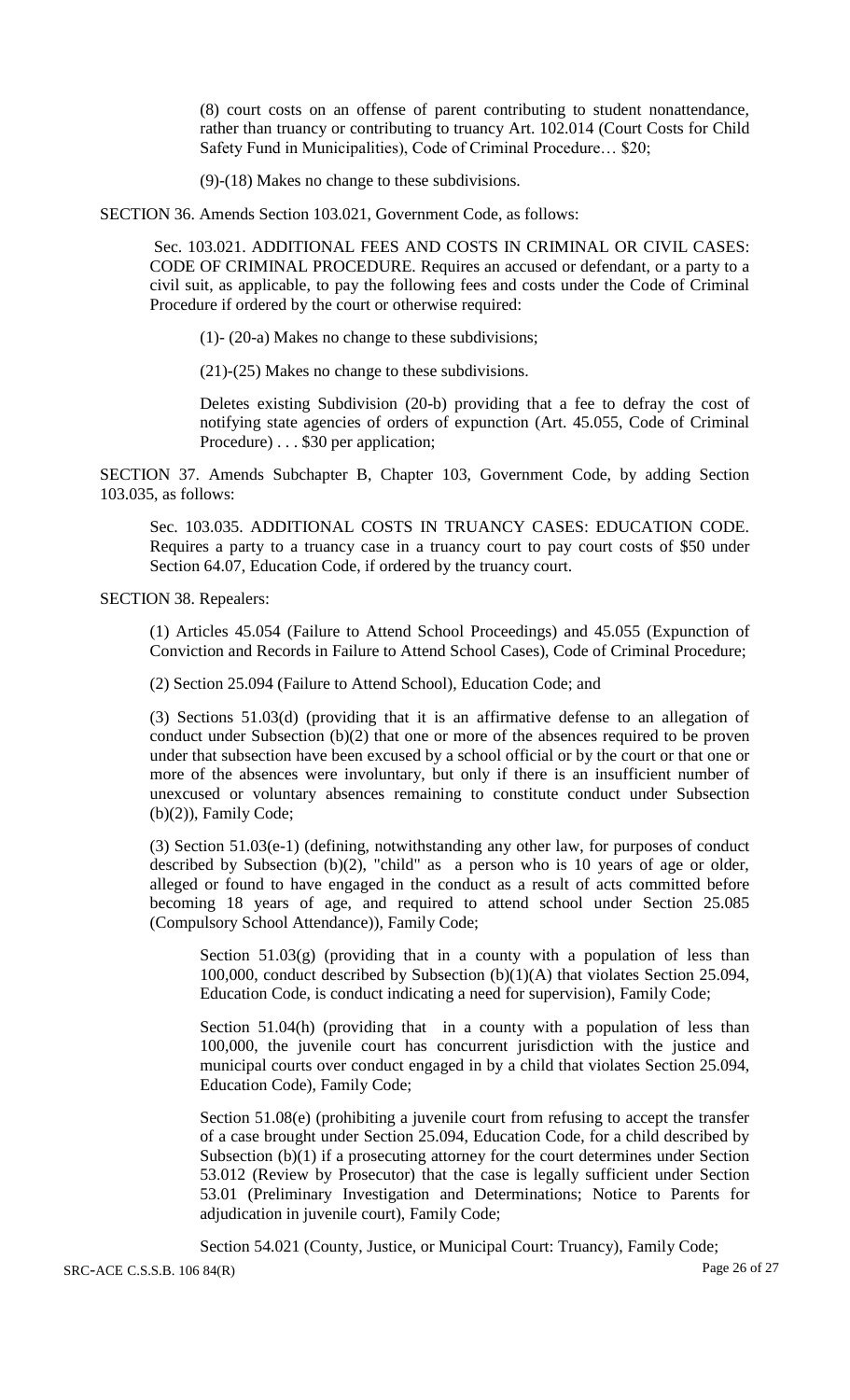(8) court costs on an offense of parent contributing to student nonattendance, rather than truancy or contributing to truancy Art. 102.014 (Court Costs for Child Safety Fund in Municipalities), Code of Criminal Procedure… $20;

(9)-(18) Makes no change to these subdivisions.

SECTION 36. Amends Section 103.021, Government Code, as follows:

Sec. 103.021. ADDITIONAL FEES AND COSTS IN CRIMINAL OR CIVIL CASES: CODE OF CRIMINAL PROCEDURE. Requires an accused or defendant, or a party to a civil suit, as applicable, to pay the following fees and costs under the Code of Criminal Procedure if ordered by the court or otherwise required:

(1)- (20-a) Makes no change to these subdivisions;

(21)-(25) Makes no change to these subdivisions.

Deletes existing Subdivision (20-b) providing that a fee to defray the cost of notifying state agencies of orders of expunction (Art. 45.055, Code of Criminal Procedure) . . . $30 per application;

SECTION 37. Amends Subchapter B, Chapter 103, Government Code, by adding Section 103.035, as follows:

Sec. 103.035. ADDITIONAL COSTS IN TRUANCY CASES: EDUCATION CODE. Requires a party to a truancy case in a truancy court to pay court costs of $50 under Section 64.07, Education Code, if ordered by the truancy court.

SECTION 38. Repealers:

(1) Articles 45.054 (Failure to Attend School Proceedings) and 45.055 (Expunction of Conviction and Records in Failure to Attend School Cases), Code of Criminal Procedure;

(2) Section 25.094 (Failure to Attend School), Education Code; and

(3) Sections 51.03(d) (providing that it is an affirmative defense to an allegation of conduct under Subsection (b)(2) that one or more of the absences required to be proven under that subsection have been excused by a school official or by the court or that one or more of the absences were involuntary, but only if there is an insufficient number of unexcused or voluntary absences remaining to constitute conduct under Subsection (b)(2)), Family Code;

(3) Section 51.03(e-1) (defining, notwithstanding any other law, for purposes of conduct described by Subsection (b)(2), "child" as a person who is 10 years of age or older, alleged or found to have engaged in the conduct as a result of acts committed before becoming 18 years of age, and required to attend school under Section 25.085 (Compulsory School Attendance)), Family Code;

Section 51.03(g) (providing that in a county with a population of less than 100,000, conduct described by Subsection (b)(1)(A) that violates Section 25.094, Education Code, is conduct indicating a need for supervision), Family Code;

Section 51.04(h) (providing that in a county with a population of less than 100,000, the juvenile court has concurrent jurisdiction with the justice and municipal courts over conduct engaged in by a child that violates Section 25.094, Education Code), Family Code;

Section 51.08(e) (prohibiting a juvenile court from refusing to accept the transfer of a case brought under Section 25.094, Education Code, for a child described by Subsection (b)(1) if a prosecuting attorney for the court determines under Section 53.012 (Review by Prosecutor) that the case is legally sufficient under Section 53.01 (Preliminary Investigation and Determinations; Notice to Parents for adjudication in juvenile court), Family Code;

Section 54.021 (County, Justice, or Municipal Court: Truancy), Family Code;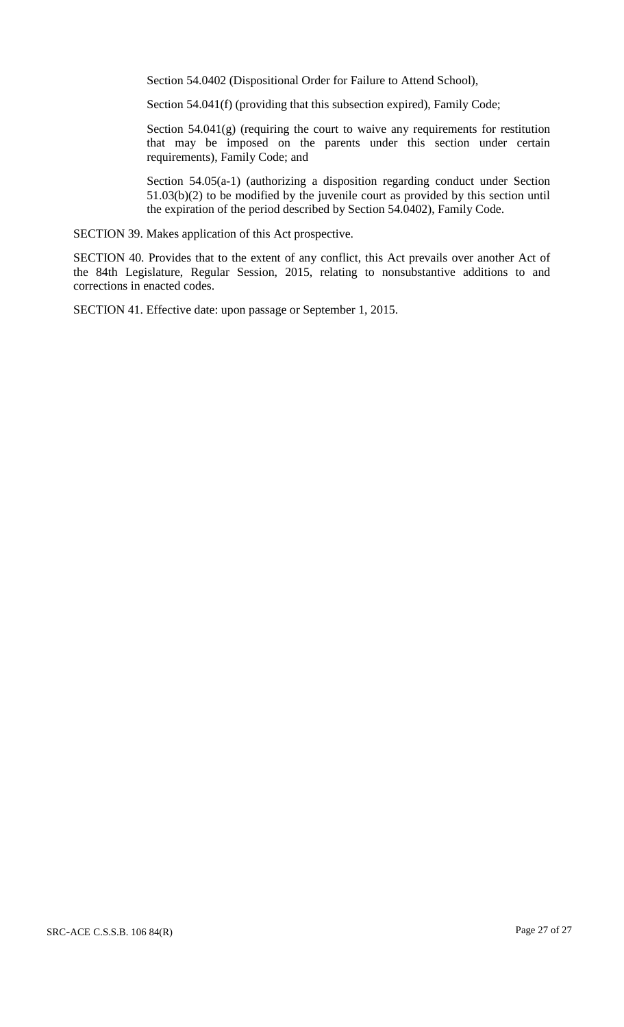Section 54.0402 (Dispositional Order for Failure to Attend School),

Section 54.041(f) (providing that this subsection expired), Family Code;

Section 54.041(g) (requiring the court to waive any requirements for restitution that may be imposed on the parents under this section under certain requirements), Family Code; and

Section 54.05(a-1) (authorizing a disposition regarding conduct under Section 51.03(b)(2) to be modified by the juvenile court as provided by this section until the expiration of the period described by Section 54.0402), Family Code.

SECTION 39. Makes application of this Act prospective.

SECTION 40. Provides that to the extent of any conflict, this Act prevails over another Act of the 84th Legislature, Regular Session, 2015, relating to nonsubstantive additions to and corrections in enacted codes.

SECTION 41. Effective date: upon passage or September 1, 2015.